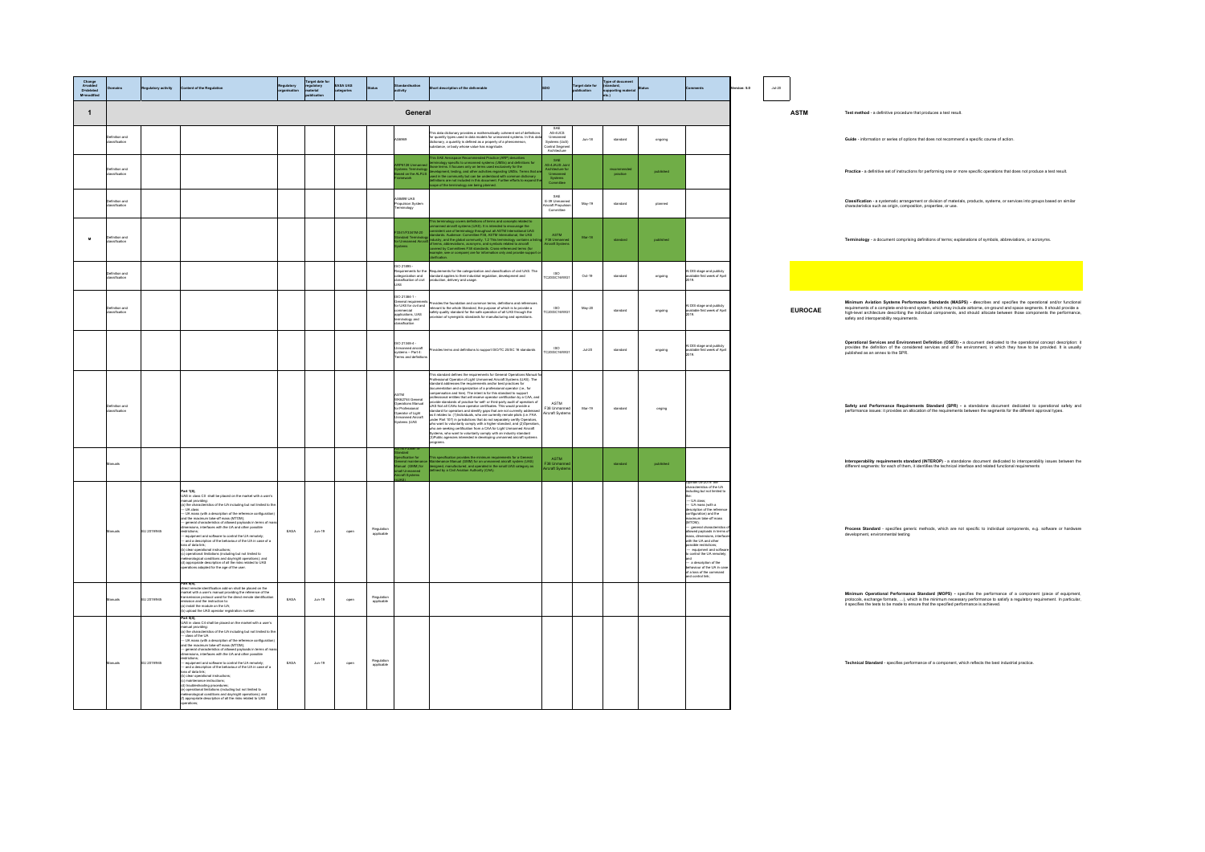| Change A=added D=deleted M=modified | Domains | Regulatory activity | Content of the Regulation | Regulatory organisation | Target date for regulatory material publication | EASA UAS categories | Status | Standardisation activity | Short description of the deliverable | SDO | Target date for publication | Type of document (standard, supporting material etc.) | Status | Comments |
|---|---|---|---|---|---|---|---|---|---|---|---|---|---|---|
| **1** | | | | | | | | **General** | | | | | | |
| | Definition and classification | | | | | | | AS6969 | This data dictionary provides a mathematically coherent set of definitions for quantity types used in data models for unmanned systems. In this data dictionary, a quantity is defined as a property of a phenomenon, substance, or body whose value has magnitude. | SAE AS-4UCS Unmanned Systems (UxS) Control Segment Architecture | Jun-18 | standard | ongoing | |
| | Definition and classification | | | | | | | ARP6128 Unmanned Systems Terminology Based on the ALFUS Framework | This SAE Aerospace Recommended Practice (ARP) describes terminology specific to unmanned systems (UMSs) and definitions for those terms. It focuses only on terms used exclusively for the development, testing, and other activities regarding UMSs. Terms that are used in the community but can be understood with common dictionary definitions are not included in this document. Further efforts to expand the scope of the terminology are being planned. | SAE AS-4 JAUS Joint Architecture for Unmanned Systems Committee | | recommended practice | published | |
| | Definition and classification | | | | | | | AS6968 UAS Propulsion System Terminology | | SAE E-39 Unmanned Aircraft Propulsion Committee | May-19 | standard | planned | |
| M | Definition and classification | | | | | | | F3341/F3341M-20 Standard Terminology for Unmanned Aircraft Systems | This terminology covers definitions of terms and concepts related to unmanned aircraft systems (UAS). It is intended to encourage the consistent use of terminology throughout all ASTM International UAS standards. Audience: Committee F38, ASTM International, the UAS industry, and the global community. 1.2 This terminology contains a listing of terms, abbreviations, acronyms, and symbols related to aircraft covered by Committee F38 standards. Cross referenced terms (for example, one or company can for information only and provide support or clarification. | ASTM F38 Unmanned Aircraft Systems | Mar-19 | standard | published | |
| | Definition and classification | | | | | | | ISO 21895 - Requirements for the categorization and classification of civil UAS | Requirements for the categorization and classification of civil UAS. The standard applies to their industrial regulation, development and production, delivery and usage. | ISO TC20/SC16/WG1 | Oct-19 | standard | ongoing | At DIS stage and publicly available first week of April 2019. |
| | Definition and classification | | | | | | | ISO 21384-1 - General requirements for UAS for civil and commercial applications, UAS terminology and classification | Provides the foundation and common terms, definitions and references relevant to the whole Standard, the purpose of which is to provide a safety quality standard for the safe operation of all UAS through the provision of synergistic standards for manufacturing and operations. | ISO TC20/SC16/WG1 | May-20 | standard | ongoing | At DIS stage and publicly available first week of April 2019. |
| | | | | | | | | ISO 21384-4 - Unmanned aircraft systems — Part 4: Terms and definitions | Provides terms and definitions to support ISO/TC 20/SC 16 standards | ISO TC20/SC16/WG1 | Jul-20 | standard | ongoing | At DIS stage and publicly available first week of April 2019. |
| | Definition and classification | | | | | | | ASTM WK62744 General Operations Manual for Professional Operator of Light Unmanned Aircraft Systems (UAS) | This standard defines the requirements for General Operations Manual for Professional Operator of Light Unmanned Aircraft Systems (UAS). The standard addresses the requirements and/or best practices for documentation and organization of a professional operator (i.e., for compensation and hire). The intent is for this standard to support professional entities that will receive operator certification by a CAA, and provide standards of practice for self- or third-party audit of operators of UAS Not all CAAs have operator certificates. This would provide a standard for operators and identify gaps that are not currently addressed as it relates to: (1)Individuals, who are currently remote pilots (i.e. FAA under Part 107) in jurisdictions that do not separately certify Operators, who want to voluntarily comply with a higher standard; and (2)Operators, who are seeking certification from a CAA for Light Unmanned Aircraft Systems, who want to voluntarily comply with an industry standard (3)Public agencies interested in developing unmanned aircraft systems programs. | ASTM F38 Unmanned Aircraft Systems | Mar-19 | standard | ongoing | |
| | Manuals | | | | | | | Standard Specification for General Maintenance Manual (GMM) for small Unmanned Aircraft Systems (sUAS) | This specification provides the minimum requirements for a General Maintenance Manual (GMM) for an unmanned aircraft system (UAS) designed, manufactured, and operated in the small UAS category as defined by a Civil Aviation Authority (CAA). | ASTM F38 Unmanned Aircraft Systems | | standard | published | |
| | Manuals | EU 2019/945 | **Part 1(8).** UAS in class C0 shall be placed on the market with a user's manual providing: (a) the characteristics of the UA including but not limited to the: — UA class; — UA mass (with a description of the reference configuration) and the maximum take-off mass (MTOM); — general characteristics of allowed payloads in terms of mass, dimensions, interfaces with the UA and other possible restrictions; — equipment and software to control the UA remotely; — and a description of the behaviour of the UA in case of a loss of data link; (b) clear operational instructions; (c) operational limitations (including but not limited to meteorological conditions and day/night operations); and (d) appropriate description of all the risks related to UAS operations adapted for the age of the user. | EASA | Jun-19 | open | Regulation applicable | | | | | | | (a) the characteristics of the UA including but not limited to the: — UA class; — UA mass (with a description of the reference configuration) and the maximum take-off mass (MTOM); — general characteristics of allowed payloads in terms of mass, dimensions, interfaces with the UA and other possible restrictions; — equipment and software to control the UA remotely; and — a description of the behaviour of the UA in case of a loss of the command and control link; |
| | Manuals | EU 2019/945 | **Part 3(4).** direct remote identification add-on shall be placed on the market with a user's manual providing the reference of the transmission protocol used for the direct remote identification emission and the instruction to: (a) install the module on the UA; (b) upload the UAS operator registration number. | EASA | Jun-19 | open | Regulation applicable | | | | | | | |
| | Manuals | EU 2019/945 | **Part 5(8).** UAS in class C3 shall be placed on the market with a user's manual providing: (a) the characteristics of the UA including but not limited to the: — class of the UA; — UA mass (with a description of the reference configuration) and the maximum take-off mass (MTOM); — general characteristics of allowed payloads in terms of mass, dimensions, interfaces with the UA and other possible restrictions; — equipment and software to control the UA remotely; — and a description of the behaviour of the UA in case of a loss of data link; (b) clear operational instructions; (c) maintenance instructions; (d) troubleshooting procedures; (e) operational limitations (including but not limited to meteorological conditions and day/night operations); and (f) appropriate description of all the risks related to UAS operations; | EASA | Jun-19 | open | Regulation applicable | | | | | | | |

Version 5.0 — Jul-20

## ASTM

**Test method** - a definitive procedure that produces a test result.

**Guide** - information or series of options that does not recommend a specific course of action.

**Practice** - a definitive set of instructions for performing one or more specific operations that does not produce a test result.

**Classification** - a systematic arrangement or division of materials, products, systems, or services into groups based on similar characteristics such as origin, composition, properties, or use.

**Terminology** - a document comprising definitions of terms; explanations of symbols, abbreviations, or acronyms.

## EUROCAE

**Minimum Aviation Systems Performance Standards (MASPS)** - describes and specifies the operational and/or functional requirements of a complete end-to-end system, which may include airborne, on-ground and space segments. It should provide a high-level architecture describing the individual components, and should allocate between those components the performance, safety and interoperability requirements.

**Operational Services and Environment Definition (OSED)** - a document dedicated to the operational concept description: it provides the definition of the considered services and of the environment, in which they have to be provided. It is usually published as an annex to the SPR.

**Safety and Performance Requirements Standard (SPR)** - a standalone document dedicated to operational safety and performance issues: it provides an allocation of the requirements between the segments for the different approval types.

**Interoperability requirements standard (INTEROP)** - a standalone document dedicated to interoperability issues between the different segments: for each of them, it identifies the technical interface and related functional requirements

**Process Standard** - specifies generic methods, which are not specific to individual components, e.g. software or hardware development, environmental testing.

**Minimum Operational Performance Standard (MOPS)** - specifies the performance of a component (piece of equipment, protocols, exchange formats, …), which is the minimum necessary performance to satisfy a regulatory requirement. In particular, it specifies the tests to be made to ensure that the specified performance is achieved.

**Technical Standard** - specifies performance of a component, which reflects the best industrial practice.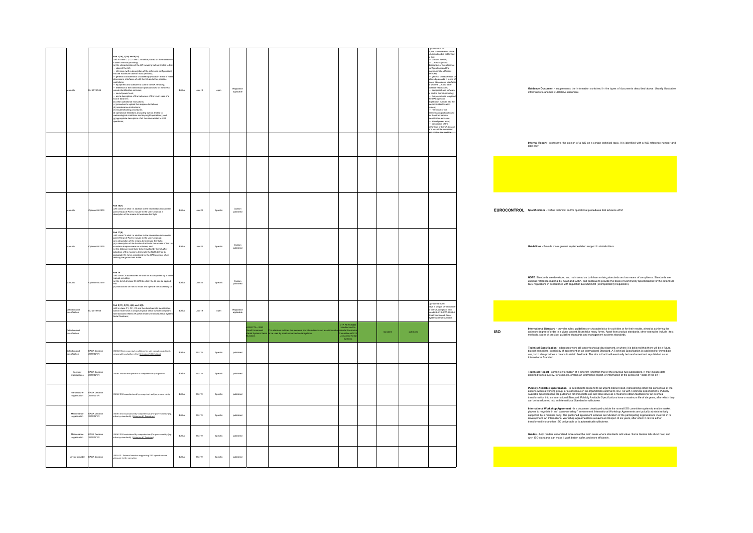| | | | | | | | | | | | | | |
|---|---|---|---|---|---|---|---|---|---|---|---|---|---|
| Manuals | EU 2019/945 | Part 3(18), 3(19) and 4(13) UAS in class C1, C2 and C3 shall be placed on the market with a user's manual providing: (a) the characteristics of the UA including but not limited to the: — class of the UA; — UA mass (with a description of the reference configuration) and the maximum take-off mass (MTOM); — general characteristics of allowed payloads in terms of mass, dimensions, interfaces of with the UA and other possible restrictions; — equipment and software to control the UA remotely; — reference of the transmission protocol used for the direct remote identification emission; — sound power level; — and a description of the behaviour of the UA in case of a loss of data link; (b) clear operational instructions; (c) procedure to upload the airspace limitations; (d) maintenance instructions; (e) troubleshooting procedures; (f) operational limitations (including but not limited to meteorological conditions and day/night operations); and (g) appropriate description of all the risks related to UAS operations; | EASA | Jun-19 | open | Regulation applicable | | | | | | | Opinion 09-2019 (a)the characteristics of the UA including but not limited to the: — class of the UA; — UA mass (with a description of the reference configuration) and the maximum take-off mass (MTOM); — general characteristics of allowed payloads in terms of mass, dimensions, interfaces of with the UA and other possible restrictions; — equipment and software to control the UA remotely; — the procedures to upload the UAS operator registration number into the electronic identification system; — reference of the transmission protocol used for the direct remote identification emission; — sound power level; — description of the behaviour of the UA in case of a loss of the command and control link, and the |
| | | | | | | | | | | | | | |
| | | | | | | | | | | | | | |
| Manuals | Opinion 09-2019 | Part 16(7) UAS class C5 shall: in addition to the information indicated in point (19)(a) of Part 4, include in the user's manual a description of the means to terminate the flight | EASA | Jun-20 | Specific | Opinion published | | | | | | | |
| Manuals | Opinion 09-2019 | Part 17(8) UAS class C6 shall: in addition to the information indicated in point (19)(a) of Part 4, include in the user's manual: (a) a description of the means to terminate the flight; (b) a description of the function that limits the access of the UA to certain airspace areas or volumes; and (c) the distance most likely to be travelled by the UA after activation of the means to terminate the flight defined in paragraph (6), to be considered by the UAS operator when defining the ground risk buffer | EASA | Jun-20 | Specific | Opinion published | | | | | | | |
| Manuals | Opinion 09-2019 | Part 18 UAS class C6 accessories kit shall be accompanied by a user's manual providing: (a) the list of all class C5 UAS to which the kit can be applied; and (b) instructions on how to install and operate the accessory kit. | EASA | Jun-20 | Specific | Opinion published | | | | | | | |
| Definition and classification | EU 2019/945 | Part 2(11), 3(13), 4(6) and 4(2) UAS in class C1, C2, C3 and the direct remote identification add-on shall have a unique physical serial number compliant with standard ANSI/CTA-2063 Small Unmanned Aerial Systems Serial Numbers. | EASA | Jun-19 | open | Regulation applicable | | | | | | | Opinion 09-2019 have a unique serial number of the UA compliant with standard ANSI/CTA-2063-A Small Unmanned Aerial Systems Serial Numbers |
| Definition and classification | | | | | | | ANSI/CTA - 2063 Small Unmanned Aerial Systems Serial Numbers | This standard outlines the elements and characteristics of a serial number to be used by small unmanned aerial systems. | CTA R6 Portable Handheld and In-Vehicle Electronics Committee WG 23 Unmanned Aerial Systems | | standard | published | |
| Definition and classification | EASA Decision 2019/021/R | OSO#02 Environmental conditions for safe operations defined, measurable and adhered to (Criterion #1 Definition) | EASA | Oct-19 | Specific | published | | | | | | | |
| Operator organisations | EASA Decision 2019/021/R | OSO#1 Ensure the operator is competent and/or proven | EASA | Oct-19 | Specific | published | | | | | | | |
| manufacturer organisation | EASA Decision 2019/021/R | OSO#2 UAS manufactured by competent and/or proven entity | EASA | Oct-19 | Specific | published | | | | | | | |
| Maintenance organisation | EASA Decision 2019/021/R | OSO#3 UAS maintained by competent and/or proven entity (e.g. industry standards) (Criterion #1 Procedure) | EASA | Oct-19 | Specific | published | | | | | | | |
| Maintenance organisation | EASA Decision 2019/021/R | OSO#3 UAS maintained by competent and/or proven entity (e.g. industry standards) (Criterion #2 Training) | EASA | Oct-19 | Specific | published | | | | | | | |
| service provider | EASA Decision | OSO #13 - External services supporting UAS operations are adequate to the operation | EASA | Oct-19 | Specific | published | | | | | | | |

**Guidance Document** - supplements the information contained in the types of documents described above. Usually illustrative information to another EUROCAE document.

**Internal Report** - represents the opinion of a WG on a certain technical topic. It is identified with a WG reference number and date only.

**EUROCONTROL**

**Specifications** - Define technical and/or operational procedures that advance ATM

**Guidelines** - Provide more general implementation support to stakeholders.

**NOTE**: Standards are developed and maintained as both harmonising standards and as means of compliance. Standards are used as reference material by ICAO and EASA, and continue to provide the basis of Community Specifications for the extant EU SES regulations in accordance with regulation EC 552/2004 (Interoperability Regulation).

**ISO**

**International Standard** - provides rules, guidelines or characteristics for activities or for their results, aimed at achieving the optimum degree of order in a given context. It can take many forms. Apart from product standards, other examples include : test methods, codes of practice, guideline standards and management systems standards.

**Technical Specification** - addresses work still under technical development, or where it is believed that there will be a future, but not immediate, possibility of agreement on an International Standard. A Technical Specification is published for immediate use, but it also provides a means to obtain feedback. The aim is that it will eventually be transformed and republished as an International Standard.

**Technical Report** - contains information of a different kind from that of the previous two publications. It may include data obtained from a survey, for example, or from an informative report, or information of the perceived " state of the art ".

**Publicly Available Specification** - is published to respond to an urgent market need, representing either the consensus of the experts within a working group, or a consensus in an organization external to ISO. As with Technical Specifications, Publicly Available Specifications are published for immediate use and also serve as a means to obtain feedback for an eventual transformation into an International Standard. Publicly Available Specifications have a maximum life of six years, after which they can be transformed into an International Standard or withdrawn.

**International Workshop Agreement** - is a document developed outside the normal ISO committee system to enable market players to negotiate in an " open workshop " environment. International Workshop Agreements are typically administratively supported by a member body. The published agreement includes an indication of the participating organizations involved in its development. An International Workshop Agreement has a maximum lifespan of six years, after which it can be either transformed into another ISO deliverable or is automatically withdrawn.

**Guides** - help readers understand more about the main areas where standards add value. Some Guides talk about how, and why, ISO standards can make it work better, safer, and more efficiently.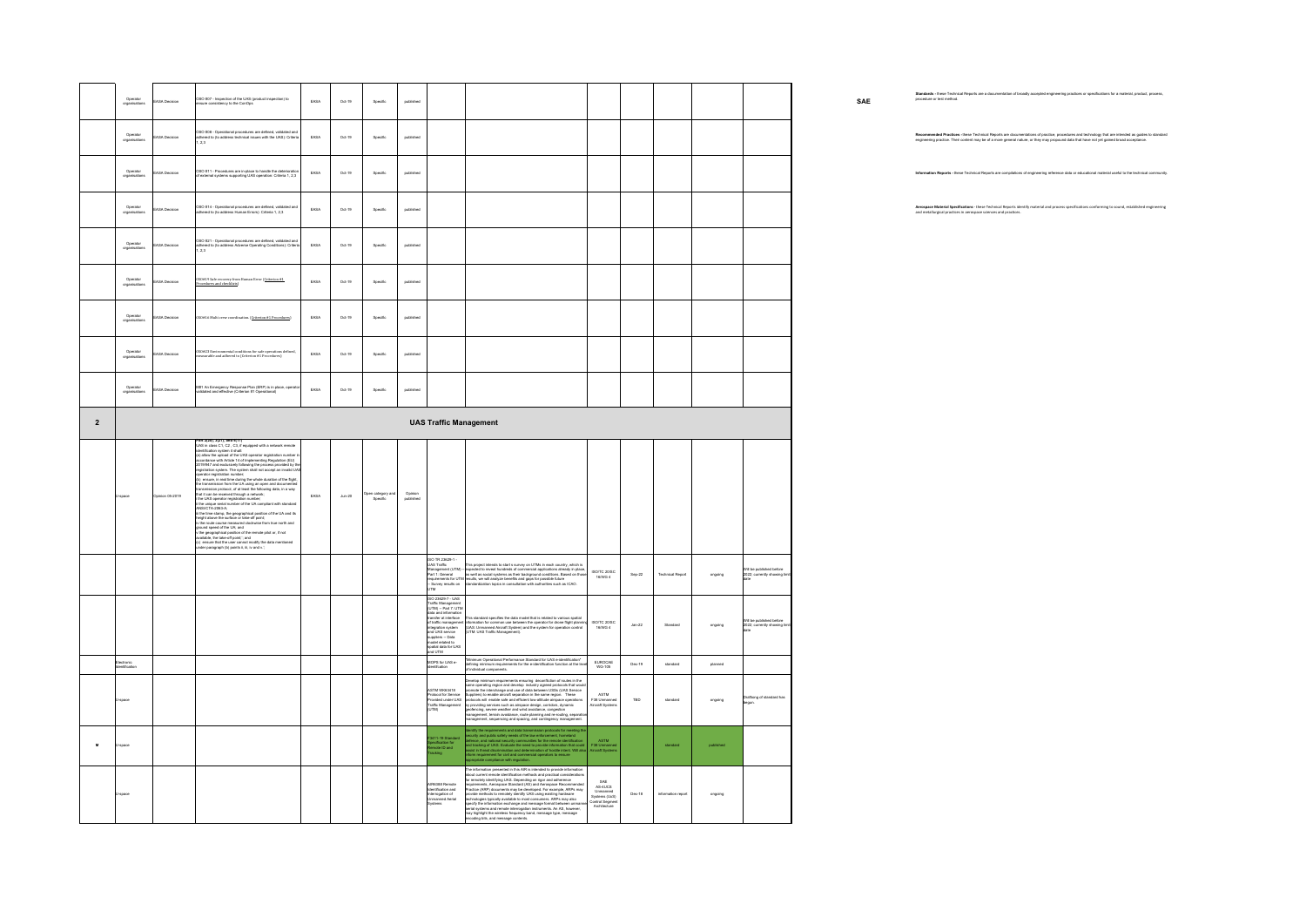| | | | | | | | | | | | | | | |
|---|---|---|---|---|---|---|---|---|---|---|---|---|---|---|
| | Operator organisations | EASA Decision | OSO #07 - Inspection of the UAS (product inspection) to ensure consistency to the ConOps | EASA | Oct-19 | Specific | published | | | | | | | |
| | Operator organisations | EASA Decision | OSO #08 - Operational procedures are defined, validated and adhered to (to address technical issues with the UAS): Criteria 1, 2,3 | EASA | Oct-19 | Specific | published | | | | | | | |
| | Operator organisations | EASA Decision | OSO #11 - Procedures are in-place to handle the deterioration of external systems supporting UAS operation: Criteria 1, 2,3 | EASA | Oct-19 | Specific | published | | | | | | | |
| | Operator organisations | EASA Decision | OSO #14 - Operational procedures are defined, validated and adhered to (to address Human Errors): Criteria 1, 2,3 | EASA | Oct-19 | Specific | published | | | | | | | |
| | Operator organisations | EASA Decision | OSO #21 - Operational procedures are defined, validated and adhered to (to address Adverse Operating Conditions): Criteria 1, 2,3 | EASA | Oct-19 | Specific | published | | | | | | | |
| | Operator organisations | EASA Decision | OSO#19 Safe recovery from Human Error (Criterion #1 Procedures and checklists) | EASA | Oct-19 | Specific | published | | | | | | | |
| | Operator organisations | EASA Decision | OSO#16 Multi crew coordination (Criterion#1 Procedures) | EASA | Oct-19 | Specific | published | | | | | | | |
| | Operator organisations | EASA Decision | OSO#23 Environmental conditions for safe operations defined, measurable and adhered to (Criterion #1 Procedures) | EASA | Oct-19 | Specific | published | | | | | | | |
| | Operator organisations | EASA Decision | M#1 An Emergency Response Plan (ERP) is in place, operator validated and effective (Criterion #1 Operational) | EASA | Oct-19 | Specific | published | | | | | | | |
| **2** | **UAS Traffic Management** | | | | | | | | | | | | | |
| | U-space | Opinion 05-2019 | Part 2(a)(1), 2(a)(1), 2(b)(1)(1)<br>UAS in class C1, C2, C3, if equipped with a network remote identification system it shall:<br>(a) allow the upload of the UAS operator registration number in accordance with Article 14 of Implementing Regulation (EU) 2019/947 and exclusively following the process provided by the registration system. The system shall not accept an invalid UAS operator registration number;<br>(b) ensure, in real time during the whole duration of the flight, the transmission from the UA using an open and documented transmission protocol, of at least the following data, in a way that it can be received through a network:<br>i the UAS operator registration number;<br>ii the unique serial number of the UA compliant with standard ANSI/CTA-2063-A;<br>iii the time stamp, the geographical position of the UA and its height above the surface or take-off point;<br>iv the route course measured clockwise from true north and ground speed of the UA; and<br>v the geographical position of the remote pilot or, if not available, the take-off point ; and<br>(c) ensure that the user cannot modify the data mentioned under paragraph (b) points ii, iii, iv and v. | EASA | Jun-20 | Open category and Specific | Opinion published | | | | | | | |
| | | | | | | | | ISO TR 23629-1 - UAS Traffic Management (UTM) - Part 1: General requirements for UTM - Survey results on UTM | This project intends to start a survey on UTMs in each country, which is expected to reveal business of commercial applications already in place as well as social systems as their background conditions. Based on those results, we will analyze benefits and gaps for possible future standardization topics in consultation with authorities such as ICAO. | ISO/TC 20/SC 16/WG 4 | Sep-22 | Technical Report | ongoing | Will be published before 2022, currently showing limit date |
| | | | | | | | | ISO 23629-7 - UAS Traffic Management (UTM) -- Part 7: UTM data and information transfer at interface of traffic management integration system and UAS service suppliers -- Data model related to spatial data for UAS and UTM | This standard specifies the data model that is related to various spatial information for common use between the operator for drone flight planning (UAS: Unmanned Aircraft System) and the system for operation control (UTM: UAS Traffic Management). | ISO/TC 20/SC 16/WG 4 | Jan-22 | Standard | ongoing | Will be published before 2022, currently showing limit date |
| | Electronic Identification | | | | | | | MOPS for UAS e-identification | "Minimum Operational Performance Standard for UAS e-identification" defining minimum requirements for the e-identification function at the level of individual components. | EUROCAE WG-105 | Dec-19 | standard | planned | |
| | U-space | | | | | | | ASTM WK63418 Protocol for Service Provided under UAS Traffic Management (UTM) | Develop minimum requirements ensuring: deconfliction of routes in the same operating region and develop industry agreed protocols that would promote the interchange and use of data between USSs (UAS Service Suppliers) to enable aircraft separation in the same region. These protocols will enable safe and efficient low altitude airspace operations by providing services such as airspace design, corridors, dynamic geofencing, severe weather and wind avoidance, congestion management, terrain avoidance, route planning and re-routing, separation management, sequencing and spacing, and contingency management. | ASTM F38 Unmanned Aircraft Systems | TBD | standard | ongoing | Drafting of standard has begun. |
| **M** | U-space | | | | | | | F3411-19 Standard Specification for Remote ID and Tracking | Identify the requirements and data transmission protocols for meeting the security and public safety needs of the law enforcement, homeland defense, and national security communities for the remote identification and tracking of UAS. Evaluate the need to provide information that could assist in threat discrimination and determination of hostile intent. Will also inform requirement for civil and commercial operators to ensure appropriate compliance with regulation. | ASTM F38 Unmanned Aircraft Systems | | standard | published | |
| | U-space | | | | | | | AIR6388 Remote Identification and Interrogation of Unmanned Aerial Systems | The information presented in this AIR is intended to provide information about current remote identification methods and practical considerations for remotely identifying UAS. Depending on rigor and adherence requirements, Aerospace Standard (AS) and Aerospace Recommended Practice (ARP) documents may be developed. For example, ARPs may provide methods to remotely identify UAS using existing hardware technologies typically available to most consumers. ARPs may also specify the information exchange and message format between unmanned aerial systems and remote interrogation instruments. An AS, however, may highlight the wireless frequency band, message type, message encoding bits, and message contents. | SAE AS-4UCS Unmanned Systems (UxS) Control Segment Architecture | Dec-18 | information report | ongoing | |

**SAE**

**Standards** - these Technical Reports are a documentation of broadly accepted engineering practices or specifications for a material, product, process, procedure or test method.

**Recommended Practices** - these Technical Reports are documentations of practice, procedures and technology that are intended as guides to standard engineering practice. Their content may be of a more general nature, or they may propound data that have not yet gained broad acceptance.

**Information Reports** - these Technical Reports are compilations of engineering reference data or educational material useful to the technical community.

**Aerospace Material Specifications** - these Technical Reports identify material and process specifications conforming to sound, established engineering and metallurgical practices in aerospace sciences and practices.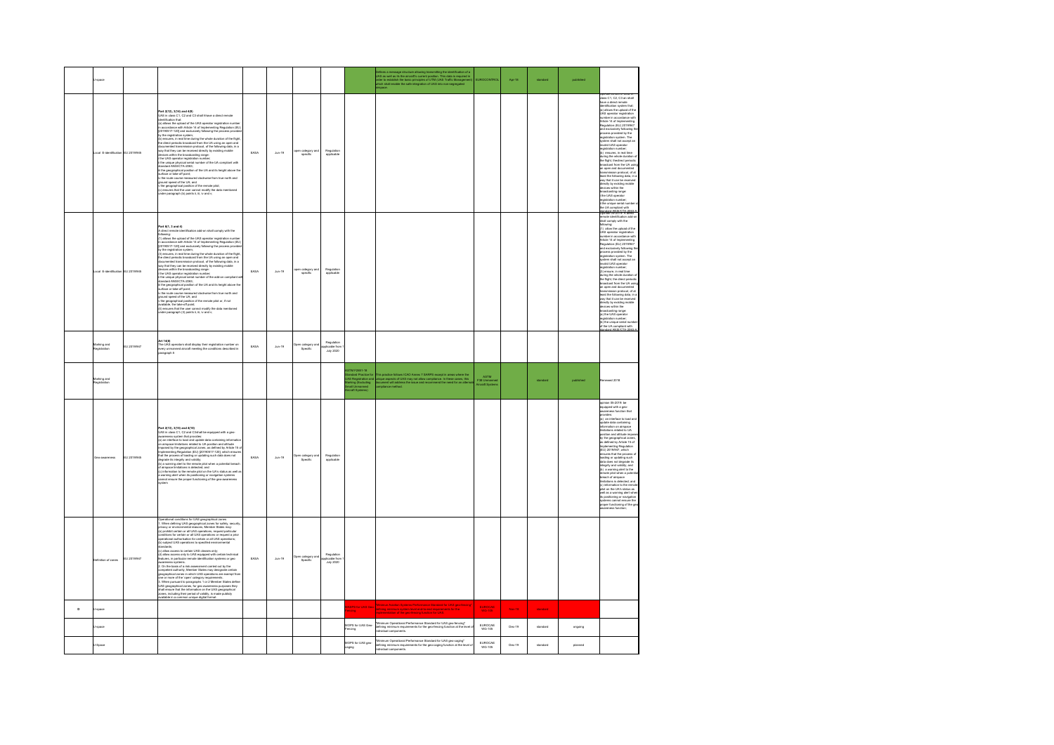| | | | | | | | | | | | | | | |
|---|---|---|---|---|---|---|---|---|---|---|---|---|---|---|
| | U-space | | | | | | | | Defines a message structure allowing broadcasting the identification of a UAS as well as its the aircraft's current position. This data is required in order to establish the basic principles of UTM (UAS Traffic Management) which shall enable the safe integration of UAS into non-segregated airspace. | EUROCONTROL | Apr-19 | standard | published | |
| | Local E-identification | EU 2019/945 | Part 2(12), 3(14) and 4(9) UAS in class C1, C2 and C3 shall have a direct remote identification that: (a) allows the upload of the UAS operator registration number in accordance with Article 14 of Implementing Regulation (EU) [2019/947-120] and exclusively following the process provided by the registration system; (b) ensures, in real time during the whole duration of the flight, the direct periodic broadcast from the UA using an open and documented transmission protocol, of the following data, in a way that they can be received directly by existing mobile devices within the broadcasting range: i the UAS operator registration number; ii the unique physical serial number of the UA compliant with standard ANSI/CTA-2063; iii the geographical position of the UA and its height above the surface or take-off point; iv the route course measured clockwise from true north and ground speed of the UA; and v the geographical position of the remote pilot; (c) ensures that the user cannot modify the data mentioned under paragraph (b) points ii, iii, iv and v; | EASA | Jun-19 | open category and specific | Regulation applicable | | | | | | | operations in class C1, C2, C3 ah shall have a direct remote identification system that: (a) allows the upload of the UAS operator registration number in accordance with Article 14 of Implementing Regulation (EU) 2019/947 and exclusively following the process provided by the registration system. The system shall not accept an invalid UAS operator registration number; (b) ensures, in real time during the whole duration of the flight, the direct periodic broadcast from the UA using an open and documented transmission protocol, of at least the following data, in a way that it can be received directly by existing mobile devices within the broadcasting range: i the UAS operator registration number; ii the unique serial number of the UA compliant with standard ANSI/CTA-2063-A |
| | Local E-identification | EU 2019/945 | Part 6(1, 3 and 4) A direct remote identification add-on shall comply with the following: (1) allows the upload of the UAS operator registration number in accordance with Article 14 of Implementing Regulation (EU) [2019/947-120] and exclusively following the process provided by the registration system; (3) ensures, in real time during the whole duration of the flight, the direct periodic broadcast from the UA using an open and documented transmission protocol, of the following data, in a way that they can be received directly by existing mobile devices within the broadcasting range: i the UAS operator registration number; ii the unique physical serial number of the add-on compliant with standard ANSI/CTA-2063; iii the geographical position of the UA and its height above the surface or take-off point; iv the route course measured clockwise from true north and ground speed of the UA; and v the geographical position of the remote pilot or, if not available, the take-off point; (4) ensures that the user cannot modify the data mentioned under paragraph (3) points ii, iii, iv and v. | EASA | Jun-19 | open category and specific | Regulation applicable | | | | | | | A direct remote identification add-on shall comply with the following: (1) allows the upload of the UAS operator registration number in accordance with Article 14 of Implementing Regulation (EU) 2019/947 and exclusively following the process provided by the registration system. The system shall not accept an invalid UAS operator registration number; (3) ensure, in real time during the whole duration of the flight, the direct periodic broadcast from the UA using an open and documented transmission protocol, of at least the following data, in a way that it can be received directly by existing mobile devices within the broadcasting range: (i) the UAS operator registration number; (ii) the unique serial number of the add-on compliant with standard ANSI/CTA-2063-A |
| | Marking and Registration | EU 2019/947 | Art 14(8) The UAS operators shall display their registration number on every unmanned aircraft meeting the conditions described in paragraph 5 | EASA | Jun-19 | Open category and Specific | Regulation applicable from 1 July 2020 | | | | | | | |
| | Marking and Registration | | | | | | | ASTM F2851-10 Standard Practice for UAS Registration and Marking (Excluding Small Unmanned Aircraft Systems) | This practice follows ICAO Annex 7 SARPS except in areas where the unique aspects of UAS may not allow compliance. In these cases, this document will address the issue and recommend the need for an alternate compliance method. | ASTM F38 Unmanned Aircraft Systems | | standard | published | Reviewed 2018 |
| | Geo-awareness | EU 2019/945 | Part 2(13), 3(15) and 4(10) UAS in class C1, C2 and C3 shall be equipped with a geo-awareness system that provides: (a) an interface to load and update data containing information on airspace limitations related to UA position and altitude imposed by the geographical zones, as defined by Article 15 of Implementing Regulation (EU) [2019/947-120], which ensures that the process of loading or updating such data does not degrade its integrity and validity; (b) a warning alert to the remote pilot when a potential breach of airspace limitations is detected; and (c) information to the remote pilot on the UA's status as well as a warning alert when its positioning or navigation systems cannot ensure the proper functioning of the geo-awareness system. | EASA | Jun-19 | Open category and Specific | Regulation applicable | | | | | | | opinion 05-2019: be equipped with a geo-awareness function that provides: (a) an interface to load and update data containing information on airspace limitations related to UA position and altitude imposed by the geographical zones, as defined by Article 15 of Implementing Regulation (EU) 2019/947, which ensures that the process of loading or updating such data does not degrade its integrity and validity; (b) a warning alert to the remote pilot when a potential breach of airspace limitations is detected; and (c) information to the remote pilot on the UA's status as well as a warning alert when its positioning or navigation systems cannot ensure the proper functioning of the geo-awareness function; |
| | Definition of zones | EU 2019/947 | Operational conditions for UAS geographical zones 1. When defining UAS geographical zones for safety, security, privacy or environmental reasons, Member States may: (a) prohibit certain or all UAS operations, request particular conditions for certain or all UAS operations or request a prior operational authorisation for certain or all UAS operations; (b) subject UAS operations to specified environmental standards; (c) allow access to certain UAS classes only; (d) allow access only to UAS equipped with certain technical features, in particular remote identification systems or geo awareness systems. 2. On the basis of a risk assessment carried out by the competent authority, Member States may designate certain geographical zones in which UAS operations are exempt from one or more of the 'open' category requirements. 3. When pursuant to paragraphs 1 or 2 Member States define UAS geographical zones, for geo awareness purposes they shall ensure that the information on the UAS geographical zones, including their period of validity, is made publicly available in a common unique digital format. | EASA | Jun-19 | Open category and Specific | Regulation applicable from 1 July 2020 | | | | | | | |
| D | U-space | | | | | | | MASPS for UAS Geo-Fencing | "Minimum Aviation System Performance Standard for UAS geo-fencing" defining minimum system-level performance requirements for the implementation of Geo-fencing function for UAS. | EUROCAE WG-105 | Dec-19 | standard | | |
| | U-space | | | | | | | MOPS for UAS Geo-Fencing | "Minimum Operational Performance Standard for UAS geo-fencing" defining minimum requirements for the geofencing function at the level of individual components. | EUROCAE WG-105 | Dec-19 | standard | ongoing | |
| | U-Space | | | | | | | MOPS for UAS geo-caging | "Minimum Operational Performance Standard for UAS geo-caging" defining minimum requirements for the geo-caging function at the level of individual components. | EUROCAE WG-105 | Dec-19 | standard | planned | |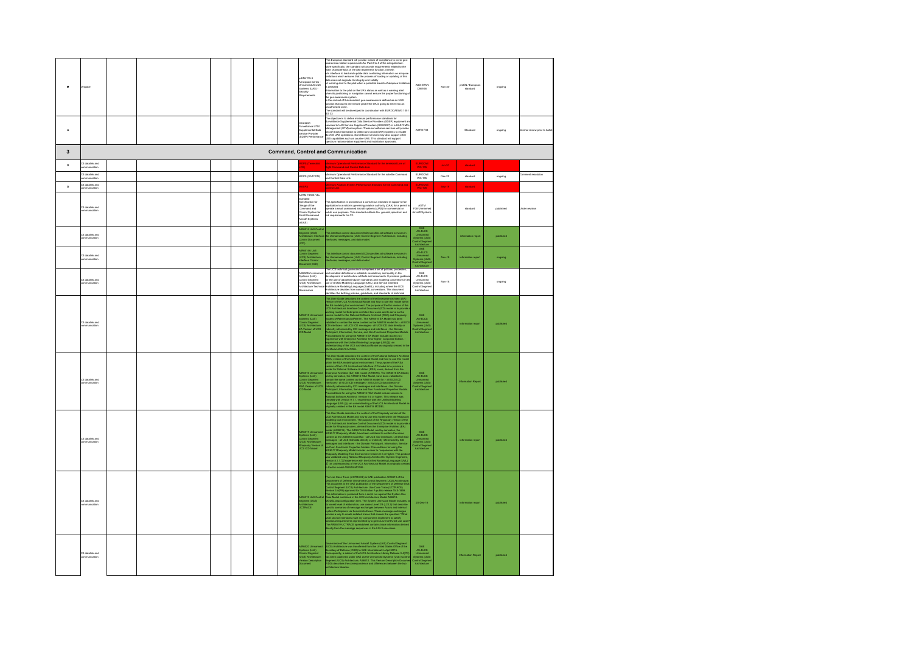| | | | | | | | | | | | | | |
|---|---|---|---|---|---|---|---|---|---|---|---|---|---|
| M | U-space | | | | | | prEN4709-3 Aerospace series - Unmanned Aircraft Systems (UAS) - Security Requirements | This European standard will provide means of compliance to cover geo-awareness related requirements for Part 2 to 4 of the delegated act. More specifically, the standard will provide requirements related to the main characteristics of the geo-awareness function, namely: An interface to load and update data containing information on airspace limitations which ensures that the process of loading or updating of this data does not degrade its integrity and validity. A warning alert to the pilot when a potential breach of airspace limitations is detected. Information to the pilot on the UA's status as well as a warning alert when its positioning or navigation cannot ensure the proper functioning of the geo-awareness system. In the context of this standard, geo-awareness is defined as an UAS function that warns the remote pilot if the UA is going to enter into an unauthorized zone. The standard will be developed in coordination with EUROCAE WG 105 / SG 33. | ASD-STAN D5WG8 | Nov-20 | prEN / European standard | ongoing | |
| A | | | | | | | WK65660 Surveillance UTM Supplemental Data Service Provider (SDSP) Performance | The objective is to define minimum performance standards for Surveillance Supplemental Data Service Providers (SDSP) equipment and services to UAS Service Suppliers/Providers (USS/USP) in a UAS Traffic Management (UTM) ecosystem. These surveillance services will provide aircraft track information to Detect and Avoid (DAA) systems to enable BLVOS UAS operations. Surveillance services may also support other USS capabilities such as counter-UAS. This standard will support spectrum radiolocation equipment and installation approvals. | ASTM F38 | | Standard | ongoing | Internal review prior to ballot |
| **3** | **Command, Control and Communication** | | | | | | | | | | | | |
| G | C3 datalink and communication | | | | | | MOPS (Terrestrial C2) | Minimum Operational Performance Standard for the terrestrial Line of Sight Command and Control Data Link | EUROCAE WG-105 | Jun-20 | standard | | |
| | C3 datalink and communication | | | | | | MOPS (SATCOM) | Minimum Operational Performance Standard for the satellite Command and Control Data Link | EUROCAE WG-105 | Dec-20 | standard | ongoing | Comment resolution |
| G | C3 datalink and communication | | | | | | MASPS | Minimum Aviation System Performance Standard for the Command and Control Link | EUROCAE WG-105 | Dec-19 | standard | | |
| | C3 datalink and communication | | | | | | ASTM F3002-14a Standard Specification for Design of the Command and Control System for Small Unmanned Aircraft Systems (sUAS) | This specification is provided as a consensus standard in support of an application to a nation's governing aviation authority (GAA) for a permit to operate a small unmanned aircraft system (sUAS) for commercial or public use purposes. This standard outlines the general, spectrum and link requirements for C2. | ASTM F38 Unmanned Aircraft Systems | | standard | published | Under revision |
| | C3 datalink and communication | | | | | | AIR6514 UxS Control Segment (UCS) Architecture: Interface Control Document (ICD) | This interface control document (ICD) specifies all software services in the Unmanned Systems (UxS) Control Segment Architecture, including interfaces, messages, and data model | SAE AS-4 UCS Unmanned Systems (UxS) Control Segment Architecture | | information report | published | |
| | C3 datalink and communication | | | | | | AIR6514A UxS Control Segment (UCS) Architecture: Interface Control Document (ICD) | This interface control document (ICD) specifies all software services in the Unmanned Systems (UxS) Control Segment Architecture, including interfaces, messages, and data model | SAE AS-4 UCS Unmanned Systems (UxS) Control Segment Architecture | Nov-19 | information report | ongoing | |
| | C3 datalink and communication | | | | | | AS6522A Unmanned Systems (UxS) Control Segment (UCS) Architecture: Architecture Technical Governance | The UCS technical governance comprises a set of policies, processes, and standard definitions to establish consistency and quality in the development of architecture artifacts and documents. It provides guidance for the use of adopted industry standards and modeling conventions in the use of Unified Modeling Language (UML) and Service Oriented Architecture Modeling Language (SoaML), including where the UCS Architecture deviates from normal UML conventions. This document identifies the defining policies, guidelines, and standards of technical | SAE AS-4 UCS Unmanned Systems (UxS) Control Segment Architecture | Nov-19 | | ongoing | |
| | C3 datalink and communication | | | | | | AIR6515 Unmanned Systems (UxS) Control Segment (UCS) Architecture: EA Version of UCS ICD Model | This User Guide describes the content of the Enterprise Architect (EA) version of the UCS Architectural Model and how to use the model within the EA modeling tool environment. The purpose of the EA version of the UCS Architecture Interface Control Document (ICD) model is to provide a working model for Enterprise Architect tool users and to serve as the source model for the Rational Software Architect (RSA) and Rhapsody models (AIR6516 and AIR6517). The AIR6515 EA Model has been validated to contain the same content as the AIR6518 model for: - all UCS ICD interfaces - all UCS ICD messages - all UCS ICD data directly or indirectly referenced by ICD messages and interfaces - the Domain Participant, Information, Service, and Non Functional Properties Models. Preconditions for using the AIR6515 EA Model include access to / experience with Enterprise Architect 10 or higher, Corporate Edition - experience with the Unified Modeling Language (UML)[c] - an understanding of the UCS Architectural Model as originally created in the AS Model AS6518 MODEL | SAE AS-4 UCS Unmanned Systems (UxS) Control Segment Architecture | | information report | published | |
| | C3 datalink and communication | | | | | | AIR6516 Unmanned Systems (UxS) Control Segment (UCS) Architecture: RSA Version of UCS ICD Model | This User Guide describes the content of the Rational Software Architect (RSA) version of the UCS Architectural Model and how to use the model within the RSA modeling tool environment. The purpose of the RSA version of the UCS Architecture Interface Control Document (ICD) model is to provide a model for Rational Software Architect (RSA) users, derived from the Enterprise Architect (EA) ICD model (AIR6515). The AIR6515 EA Model, and by derivation, the AIR6516 RSA Model, have been validated to contain the same content as the AS6518 model for: - all UCS ICD interfaces - all UCS ICD messages - all UCS ICD data directly or indirectly referenced by ICD messages and interfaces - the Domain Participant, Information, Service and Non Functional Properties Models. Preconditions for using the AIR6516 RSA Model include access to Rational Software Architect Version 8.0 or higher. This release was checked with version 9.1.1 - experience with the Unified Modeling Language (UML)[c] - an understanding of the UCS Architectural Model as originally created in the EA model AS6518 MODEL | SAE AS-4 UCS Unmanned Systems (UxS) Control Segment Architecture | | Information Report | published | |
| | C3 datalink and communication | | | | | | AIR6517 Unmanned Systems (UxS) Control Segment (UCS) Architecture: Rhapsody Version of UCS ICD Model | This User Guide describes the content of the Rhapsody version of the UCS Architectural Model and how to use the model within the Rhapsody modeling tool environment. The purpose of the Rhapsody version of the UCS Architecture Interface Control Document (ICD) model is to provide a model for Rhapsody users, derived from the Enterprise Architect (EA) model (AIR6515). The AIR6515 EA Model, and by derivation, the AIR6517 Rhapsody Model, have been validated to contain the same content as the AS6518 model for: - all UCS ICD interfaces - all UCS ICD messages - all UCS ICD data directly or indirectly referenced by ICD messages and interfaces - the Domain Participant, Information, Service and Non Functional Properties Models. Preconditions for using the AIR6517 Rhapsody Model include: access to / experience with the Rhapsody Modeling Tool Environment version 8.1 or higher. This product was validated using Rational Rhapsody Architect for Systems Engineers, version 8.1.1 - experience with the Unified Modeling Language (UML)[c] - an understanding of the UCS Architectural Model as originally created in the EA model AS6518 MODEL | SAE AS-4 UCS Unmanned Systems (UxS) Control Segment Architecture | | information report | published | |
| | C3 datalink and communication | | | | | | AIR6519 UxS Control Segment (UCS) Architecture: UCTRACE | The Use Case Trace (UCTRACE) is SAE publication AIR6519 of the Department of Defense Unmanned Control Segment (UCS) Architecture. This document is the SAE publication of the Department of Defense UAS Control Segment (UCS) Architecture: Use Case Trace (UCTRACE) Version 3.4(PR) approved for Distribution A public release 15-S-1859. This information is produced from a script run against the System Use Case Model contained in the UCS Architecture Model AS6518 MODEL.eap configuration item. The System Use Case Model includes, at its lowest level of elaboration, use cases Level 2/3 (L2/L3) that describe specific scenarios of message exchanges between Actors and internal system Participants via Services/interfaces. These message exchanges provide a way to create detailed traces that answer the question: "What UCS service interfaces must my components implement to satisfy functional requirements represented by a given Level 2/3 UCS use case?" The AIR6519 UCTRACE spreadsheet contains trace information derived directly from the message sequences in the L2/L3 use cases. | 30-Dec-16 | | information report | published | |
| | C3 datalink and communication | | | | | | AIR6520 Unmanned Systems (UxS) Control Segment (UCS) Architecture: Version Description Document | Governance of the Unmanned Aircraft System (UAS) Control Segment (UCS) Architecture was transferred from the United States Office of the Secretary of Defense (OSD) to SAE International in April 2015. Consequently, a subset of the UCS Architecture Library Release 3.4(PR) has been published under SAE as the Unmanned Systems (UxS) Control Segment (UCS) Architecture, AS6512. This Version Description Document (VDD) describes the correspondence and differences between the two architecture libraries. | SAE AS-4 UCS Unmanned Systems (UxS) Control Segment Architecture | | Information Report | published | |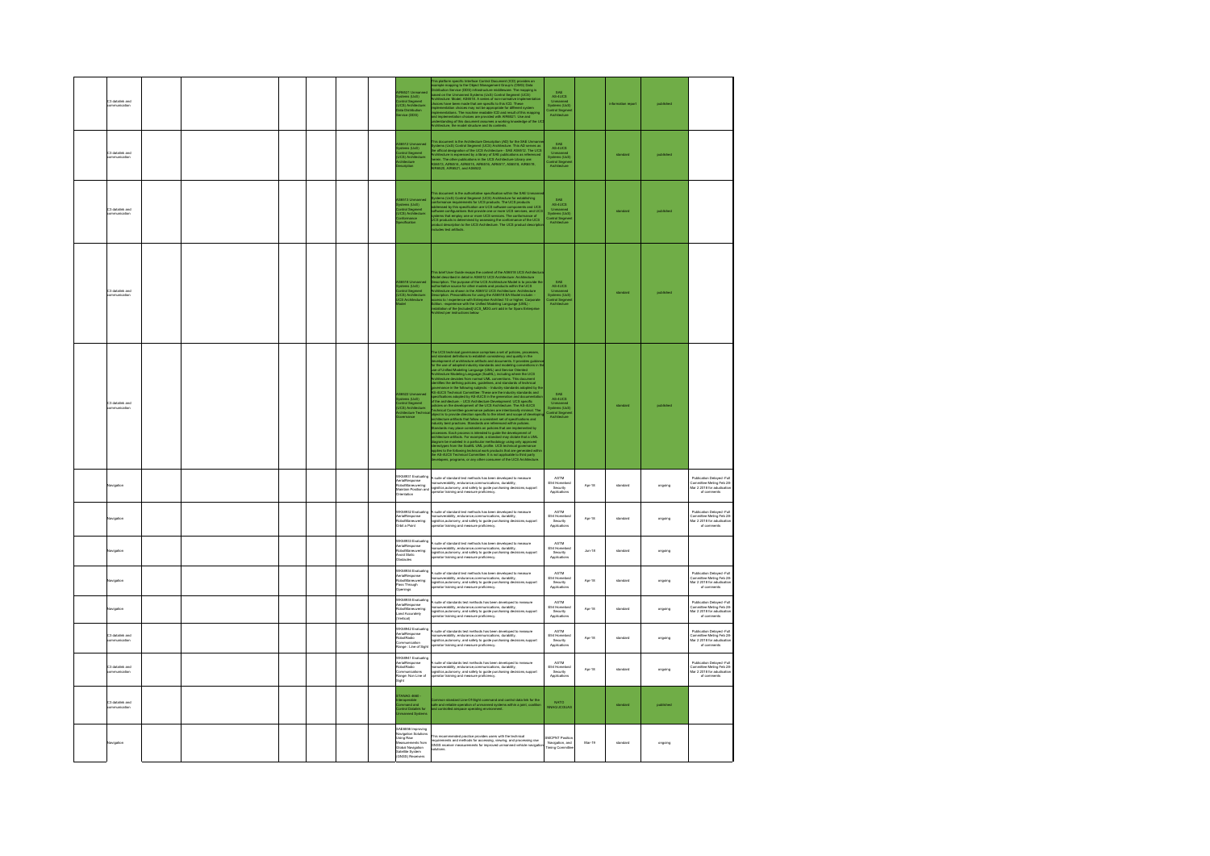| | | | | | | | | | | | | | |
|---|---|---|---|---|---|---|---|---|---|---|---|---|---|
| C3 datalink and communication | | | | | | | AIR6027 Unmanned Systems (UxS) Control Segment (UCS) Architecture: Data Distribution Service (DDS) | This platform specific Interface Control Document (ICD) provides an example mapping to the Object Management Group's (OMG) Data Distribution Service (DDS) infrastructure middleware. The mapping is based on the Unmanned Systems (UxS) Control Segment (UCS) Architecture: Model, AS6518. A series of non-normative implementation choices have been made that are specific to this ICD. These implementation choices may not be appropriate for different system implementations. The rountrips available ICD and result of this mapping and implementation choices are provided with AIR6027. Use and understanding of this document assumes a working knowledge of the UCS Architecture, the model structure and its contents. | SAE AS-4UCS Unmanned Systems (UxS) Control Segment Architecture | | information report | published | |
| C3 datalink and communication | | | | | | | AS6512 Unmanned Systems (UxS) Control Segment (UCS) Architecture: Architecture Description | This document is the Architecture Description (AD) for the SAE Unmanned Systems (UxS) Control Segment (UCS) Architecture. This AD serves as the official designation of the UCS Architecture - SAE AS6512. The UCS Architecture is expressed by a library of SAE publications as referenced herein. The other publications in the UCS Architecture Library are AS6513, AIR6515, AIR6516, AIR6519, AS6517, AS6518, AIR6520, AIR6522, AIR6027, and AS6522. | SAE AS-4UCS Unmanned Systems (UxS) Control Segment Architecture | | standard | published | |
| C3 datalink and communication | | | | | | | AS6513 Unmanned Systems (UxS) Control Segment (UCS) Architecture: Conformance Specification | This document is the authoritative specification within the SAE Unmanned Systems (UxS) Control Segment (UCS) Architecture for establishing conformance requirements for UCS products. The UCS products addressed by this specification are UCS software components and UCS software configurations that provide one or more UCS services, and UCS systems that employ one or more UCS services. The conformance of UCS products is determined by assessing the conformance of the UCS product description to the UCS Architecture. The UCS product description includes test artifacts. | SAE AS-4UCS Unmanned Systems (UxS) Control Segment Architecture | | standard | published | |
| C3 datalink and communication | | | | | | | AS6518 Unmanned Systems (UxS) Control Segment (UCS) Architecture: UCS Architecture Model | This brief User Guide recaps the content of the AS6518 UCS Architecture Model described in detail in AS6512 UCS Architecture: Architecture Description. The purpose of the UCS Architecture Model is to provide the authoritative source for other models and products within the UCS Architecture as shown in the AS6512 UCS Architecture: Architecture Description. Preconditions for using the AS6518 EA Model include: Access to / experience with Enterprise Architect 12 or higher, Corporate Edition - experience with the Unified Modeling Language (UML) - Installation of the [included] UCS_MDG.xml add-in for Sparx Enterprise Architect per instructions below. | SAE AS-4UCS Unmanned Systems (UxS) Control Segment Architecture | | standard | published | |
| C3 datalink and communication | | | | | | | AS6522 Unmanned Systems (UxS) Control Segment (UCS) Architecture: Architecture Technical Governance | The UCS technical governance comprises a set of policies, processes, and standard definitions to establish consistency and quality in the development of architecture artifacts and documents. It provides guidance for the use of adopted industry standards and modeling conventions in the use of Unified Modeling Language (UML) and Service Oriented Architecture Modeling Language (SoaML), including where the UCS Architecture deviates from normal UML conventions. This document identifies the defining policies, guidelines, and standards of technical governance in the following subjects: - Industry standards adopted by the AS-4UCS Technical Committee: These are the industry standards and specifications adopted by AS-4UCS in the generation and documentation of the architecture. - UCS Architecture Development: UCS specific policies on the development of the UCS Architecture. The AS-4UCS Technical Committee governance policies are intentionally minimal. The objective is to provide direction specific to the intent and scope of developing architecture artifacts that follow a consistent set of specifications and industry best practices. Standards are referenced within policies. Standards may place constraints on policies that are implemented by processes. Each process is intended to guide the development of architecture artifacts. For example, a standard may dictate that a UML diagram be modeled in a particular methodology using only approved stereotypes from the SoaML UML profile. UCS technical governance applies to the following technical work products that are generated within the AS-4UCS Technical Committee. It is not applicable to third party developers, programs, or any other consumer of the UCS Architecture. | SAE AS-4UCS Unmanned Systems (UxS) Control Segment Architecture | | standard | published | |
| Navigation | | | | | | | WK58931 Evaluating Aerial Response Robot Maneuvering: Maintain Position and Orientation | A suite of standard test methods has been developed to measure maneuverability, endurance, communications, durability, logistics, autonomy, and safety to guide purchasing decisions, support operator training and measure proficiency. | ASTM E54 Homeland Security Applications | Apr-'19 | standard | ongoing | Publication Delayed (Full Committee Meting Feb 28-Mar 2 2019 for adjudication of comments |
| Navigation | | | | | | | WK58932 Evaluating Aerial Response Robot Maneuvering: Orbit a Point | A suite of standard test methods has been developed to measure maneuverability, endurance, communications, durability, logistics, autonomy, and safety to guide purchasing decisions, support operator training and measure proficiency. | ASTM E54 Homeland Security Applications | Apr-'19 | standard | ongoing | Publication Delayed (Full Committee Meting Feb 28-Mar 2 2019 for adjudication of comments |
| Navigation | | | | | | | WK58933 Evaluating Aerial Response Robot Maneuvering: Avoid Static Obstacles | A suite of standard test methods has been developed to measure maneuverability, endurance, communications, durability, logistics, autonomy, and safety to guide purchasing decisions, support operator training and measure proficiency. | ASTM E54 Homeland Security Applications | Jun-'18 | standard | ongoing | |
| Navigation | | | | | | | WK58935 Evaluating Aerial Response Robot Maneuvering: Pass Through Openings | A suite of standard test methods has been developed to measure maneuverability, endurance, communications, durability, logistics, autonomy, and safety to guide purchasing decisions, support operator training and measure proficiency. | ASTM E54 Homeland Security Applications | Apr-'19 | standard | ongoing | Publication Delayed (Full Committee Meting Feb 28-Mar 2 2019 for adjudication of comments |
| Navigation | | | | | | | WK58938 Evaluating Aerial Response Robot Maneuvering: Land Accurately (Vertical) | A suite of standards test methods has been developed to measure maneuverability, endurance, communications, durability, logistics, autonomy, and safety to guide purchasing decisions, support operator training and measure proficiency. | ASTM E54 Homeland Security Applications | Apr-'19 | standard | ongoing | Publication Delayed (Full Committee Meting Feb 28-Mar 2 2019 for adjudication of comments |
| C3 datalink and communication | | | | | | | WK58942 Evaluating Aerial Response Robot Radio Communication Range: Line of Sight | A suite of standards test methods has been developed to measure maneuverability, endurance, communications, durability, logistics, autonomy, and safety to guide purchasing decisions, support operator training and measure proficiency. | ASTM E54 Homeland Security Applications | Apr-'19 | standard | ongoing | Publication Delayed (Full Committee Meting Feb 28-Mar 2 2019 for adjudication of comments |
| C3 datalink and communication | | | | | | | WK58941 Evaluating Aerial Response Robot Radio Communications Range: Non Line of Sight | A suite of standards test methods has been developed to measure maneuverability, endurance, communications, durability, logistics, autonomy, and safety to guide purchasing decisions, support operator training and measure proficiency. | ASTM E54 Homeland Security Applications | Apr-'19 | standard | ongoing | Publication Delayed (Full Committee Meting Feb 28-Mar 2 2019 for adjudication of comments |
| C3 datalink and communication | | | | | | | STANAG 4660 - Interoperable Command and Control Datalink for Unmanned Systems | Common standard Line-Of-Sight command and control data link for the safe and reliable operation of unmanned systems within a joint, coalition and controlled airspace operating environment | NATO NNAG JCGUAS | | standard | published | |
| Navigation | | | | | | | SAE6856 Improving Navigation Solutions Using Raw Measurements from Global Navigation Satellite System (GNSS) Receivers | This recommended practice provides users with the technical requirements and methods for accessing, viewing, and processing raw GNSS receiver measurements for improved unmanned vehicle navigation solutions. | SMCPNT Position, Navigation, and Timing Committee | Mar-'19 | standard | ongoing | |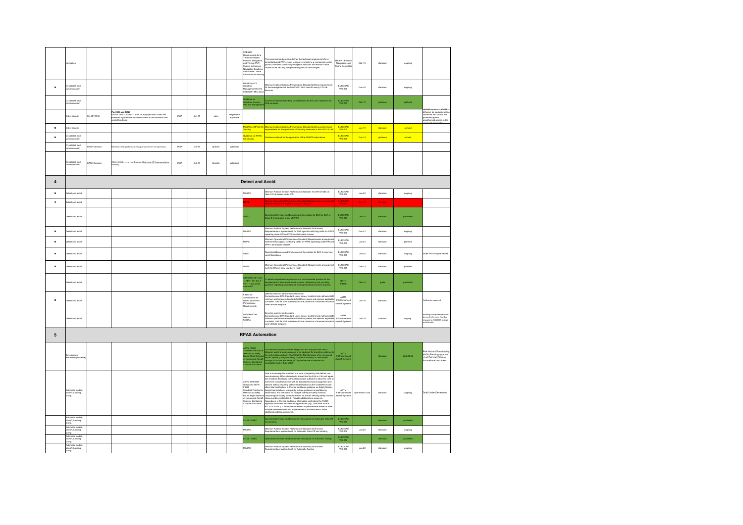| | Navigation | | | | | | | SAE6857 Requirements for a Terrestrial Based Position, Navigation, and Timing (PNT) System to Improve Navigation Solutions and Ensure Critical Infrastructure Security | This recommended practice defines the technical requirements for a terrestrial-based PNT system to improve vehicle (e.g. unmanned, aerial, ground, maritime) positioning/navigation solutions and ensure critical infrastructure security, complementing GNSS technologies. | SMCPNT Position, Navigation, and Timing Committee | Mar-19 | standard | ongoing | |
|---|---|---|---|---|---|---|---|---|---|---|---|---|---|---|
| M | C3 datalink and communication | | | | | | | MASPS on C3 Spectrum Management for the 5030/5091 MHz band | Minimum Aviation Systems Performance Standard defining requirements for the management of the 5030/5091 MHz band fit use by C2 Link Services | EUROCAE WG-105 | Dec-20 | standard | ongoing | |
| | C3 datalink and communication | | | | | | | Guidance on Spectrum Access, Use and Management | Guidance material describing considerations for the use of spectrum for UAS purposes | EUROCAE WG-105 | Mar-19 | guidance | published | |
| | Cyber security | EU 2019/945 | Part 3(6) and 4(12) UAS in class C2 and C3 shall be equipped with a data link protected against unauthorised access to the command and control functions | EASA | Jun-19 | open | Regulation applicable | | | | | | | ...tethered, be equipped with a ... protected against unauthorised access to the command and control ... |
| M | Cyber security | | | | | | | MASPS on RPAS C3 Security | Minimum Aviation Systems Performance Standard defining system level requirements for the application of Security measures to the UAS C3 Link | EUROCAE WG-105 | Jun-19 | standard | on hold | |
| M | C3 datalink and communication | | | | | | | Guidance on RPAS C3 security | Guidance material for the application of the MASPS listed above | EUROCAE WG-105 | Dec-19 | guidance | on hold | |
| | C3 datalink and communication | EASA Decision | UAS.SPEC.050(d)(4)(iii)(C) C3 link performance is appropriate for the operation | EASA | Oct-19 | Specific | published | | | | | | | |
| | C3 datalink and communication | EASA Decision | OSO#14 Multi crew coordination / (Criterion #1 Communication devices) | EASA | Oct-19 | Specific | published | | | | | | | |

## 4 Detect and Avoid

| | | | | | | | | | | | | | | |
|---|---|---|---|---|---|---|---|---|---|---|---|---|---|---|
| M | Detect and avoid | | | | | | | MASPS | Minimum Aviation System Performance Standard for DAA (Traffic) in class A-C airspaces under IFR | EUROCAE WG-105 | Jun-20 | standard | ongoing | |
| D | Detect and avoid | | | | | | | MOPS | Minimum Operational Performance Standard (Requirements at equipment level) for DAA in IFR flights in class A-C airspace | EUROCAE WG-105 | Dec-19 | standard | | |
| | Detect and avoid | | | | | | | OSED | Operational Services and Environment Description for DAA in Class D-G airspaces under VFR/IFR | EUROCAE WG-105 | Jun-19 | standard | published | |
| M | Detect and avoid | | | | | | | MASPS | Minimum Aviation System Performance Standard (End-to-end Requirements at system level) for DAA against conflicting traffic for RPAS operating under IFR and VFR in all airspace classes | EUROCAE WG-105 | Dec-21 | standard | ongoing | |
| M | Detect and avoid | | | | | | | MOPS | Minimum Operational Performance Standard (Requirements at equipment level) for DAA against conflicting traffic for RPAS operating under IFR and VFR in all airspace classes | EUROCAE WG-105 | Jun-23 | standard | planned | |
| M | Detect and avoid | | | | | | | OSED | OperationalServices and Environmental Description for DAA in very Low Level Operations | EUROCAE WG-105 | Jun-20 | standard | ongoing | under WG-105 peer review |
| M | Detect and avoid | | | | | | | MOPS | Minimum Operational Performance Standard (Requirements at equipment level) for DAA at Very Low Level (VLL) | EUROCAE WG-105 | Dec-23 | standard | planned | |
| | Detect and avoid | | | | | | | STANREC 4811 Ed. 1/ AEP - 101 Ed. A Ver. 1 "UAS sense and avoid" | To detail comprehensive guidance and recommended practice for the development of Sense and Avoid systems; referencing and providing guidance regarding application of existing standards and best practice. | NATO FINAS | Feb-19 | guide | published | |
| M | Detect and avoid | | | | | | | F3442-20 Specification for Detect and Avoid Performance Requirements | Defines minimum performance standards. Comprehensive DAA Standard: under series to define test methods AND minimum performance standards for DAA systems and sensors applicable to smaller UAS BLVOS operations for the protection of manned aircraft in lower altitude airspace | ASTM F38 Unmanned Aircraft Systems | Jun-19 | standard | | Publication expected |
| | Detect and avoid | | | | | | | WK62669 Test Method for DAA | Covering systems and sensors. Comprehensive DAA Standard: under series to define test methods AND minimum performance standards for DAA systems and sensors applicable to smaller UAS BLVOS operations for the protection of manned aircraft in lower altitude airspace. | ASTM F38 Unmanned Aircraft Systems | Jun-19 | standard | ongoing | Working Group formed under terms of reference. Number changed to WK62669 instead of WK62668 |

## 5 RPAS Automation

| | | | | | | | | | | | | | | |
|---|---|---|---|---|---|---|---|---|---|---|---|---|---|---|
| | Development assurance (Software) | | | | | | | ASTM F3269 Standard Practice for Methods to Safely Bound Flight Behavior of Unmanned Aircraft Systems Containing Complex Functions | This standard practice defines design and test best practices that if followed, would provide guidance to an applicant for providing evidence to the civil aviation authority (CAA) that the flight behavior of an unmanned aircraft system (UAS) containing complex function(s) is constrained through a run-time assurance (RTA) architecture to maintain an acceptable level of flight safety. | ASTM F38 Unmanned Aircraft Systems | | standard | published | FAA Notice Of Availability (NOA) Pending approval of ASTM WK67608 as foundational document |
| | Automatic modes, takeoff, Landing, taxing | | | | | | | ASTM WK65056 revision to ASTM F3269 Standard Practice for Methods to Safely Bound Flight Behavior of Unmanned Aircraft Systems Containing Complex Functions | Goal is to develop the standard to a level of capability that defines run-time monitoring (RTA) attributes to a level that the FAA or CAA will agree that monitors developed to this standard are sufficient to allow the UAS to evolve the complex function with its associated avionics equipment and sensors without requiring vehicle recertification as the CONOPS evolve after initial certification. a. Provide additional guidance on Safety Monitor design best practices, to explicitly include guidance on partitioning, dissimilarity, and the option for multiple individual safety monitors comprising the Safety Monitor function, as well as defining safety monitor classes and key attributes. b. Provide additional use cases as Appendices. c. Provide additional information contrasting the F3269 approach with other architectural approaches (e.g., SAE ARP 4754A, RTCA DO-178C). d. Modify requirements to performance based to allow multiple implementation and implementation architectures e. Make additional updates as required. | ASTM F38 Unmanned Aircraft Systems | September 2019 | standard | ongoing | Draft Under Develment |
| | Automatic modes, takeoff, Landing, taxing | | | | | | | ED-282 OSED | Operational Services and Environment Description for Automatic Take Off and Landing | EUROCAE WG-105 | | standard | published | |
| | Automatic modes, takeoff, Landing, taxing | | | | | | | MASPS | Minimum Aviation System Performance Standard (End-to-end Requirements at system level) for Automatic Take-Off and Landing | EUROCAE WG-105 | Jun-20 | standard | ongoing | |
| | Automatic modes, takeoff, Landing, taxing | | | | | | | ED-281 OSED | Operational Services and Environment Description for Automatic Taxiing | EUROCAE WG-105 | | standard | published | |
| | Automatic modes, takeoff, Landing, taxing | | | | | | | MASPS | Minimum Aviation System Performance Standard (End-to-end Requirements at system level) for Automatic Taxiing | EUROCAE WG-105 | Jun-20 | standard | ongoing | |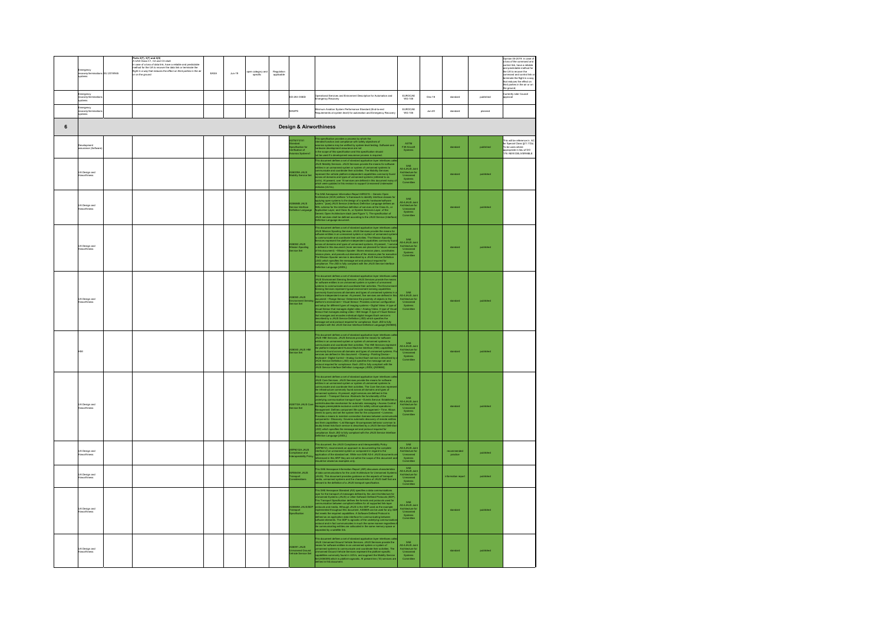| # | Topic | Regulation | Requirement | | Organisation | Date | Category | Applicability | Standard | Description | SDO | Date | Type | Status | Comments |
|---|---|---|---|---|---|---|---|---|---|---|---|---|---|---|---|
| | Emergency recovery/termination systems | EU 2019/945 | Parts 2(7), 3(7) and 6(5)<br>A UAS Class C1, C2 and C3 shall:<br>In case of a loss of data link, have a reliable and predictable method for the UA to recover the data link or terminate the flight in a way that reduces the effect on third parties in the air or on the ground | | EASA | Jun-19 | open category and specific | Regulation applicable | | | | | | | Opinion 09-2019: In case of a loss of the command and control link, have a reliable and predictable method for the UA to recover the command and control link or terminate the flight in a way that reduces the effect on third parties in the air or on the ground. |
| | Emergency recovery/termination systems | | | | | | | | ED-293 OSED | Operational Services and Environment Description for Automation and Emergency Recovery | EUROCAE WG-105 | Dec-19 | standard | published | Currently under Council approval |
| | Emergency recovery/termination systems | | | | | | | | MASPS | Minimum Aviation System Performance Standard (End-to-end Requirements at system level) for automation and Emergency Recovery | EUROCAE WG-105 | Jun-20 | standard | planned | |
| **6** | **Design & Airworthiness** | | | | | | | | | | | | | | |
| | Development assurance (Software) | | | | | | | | ASTM F3153 Standard Specification for Verification of Avionics Systems | This specification provides a process by which the intended function and compliance with safety objectives of avionics systems may be verified by system level testing. Software and hardware development assurance are not in the scope of this specification and this specification should not be used if a development assurance process is required. | ASTM F38 Aircraft Systems | | standard | published | This will be reference in AC for Special Class §21.17(b) To be uses where appropriate in lieu of DO 178. NEW DELIVERABLE |
| | UA Design and Airworthiness | | | | | | | | AS6009A JAUS Mobility Service Set | This document defines a set of standard application layer interfaces called JAUS Mobility Services. JAUS Services provide the means for software entities in an unmanned system or system of unmanned systems to communicate and coordinate their activities. The Mobility Services represent the vehicle platform-independent capabilities commonly found across all domains and types of unmanned systems (referred to as UxVs). At present, over 15 services are defined in this document many of which were updated in this revision to support Unmanned Underwater Vehicles (UUVs). | SAE AS-4 JAUS Joint Architecture for Unmanned Systems Committee | | standard | published | |
| | UA Design and Airworthiness | | | | | | | | AS5684B JAUS Service Interface Definition Language | The SAE Aerospace Information Report AIR5315 – Generic Open Architecture (GOA) defines "a framework to identify interface classes for applying open systems to the design of a specific hardware/software system." [sic] JAUS Service Interface Definition Language defines an XML schema for the interface definition of services at the Class 4L, or Application Layer, and Class 3L, or System Services Layer, of the Generic Open Architecture stack (see Figure 1). The specification of JAUS services shall be defined according to the JAUS Service Interface Definition Language document. | SAE AS-4 JAUS Joint Architecture for Unmanned Systems Committee | | standard | published | |
| | UA Design and Airworthiness | | | | | | | | AS6062 JAUS Mission Spooling Service Set | This document defines a set of standard application layer interfaces called JAUS Mission Spooling Services. JAUS Services provide the means for software entities in an unmanned system or system of unmanned systems to communicate and coordinate their activities. The Mission Spooling Services represent the platform-independent capabilities commonly found across all domains and types of unmanned systems. At present, 1 service is defined in this document (more services are planned for future versions of this document): • Mission Spooler: Stores mission plans, coordinates mission plans, and parcels out elements of the mission plan for execution. The Mission Spooler service is described by a JAUS Service Definition (JSD) which specifies the message set and protocol required for compliance. The JSD is fully compliant with the JAUS Service Interface Definition Language (JSIDL). | SAE AS-4 JAUS Joint Architecture for Unmanned Systems Committee | | standard | published | |
| | UA Design and Airworthiness | | | | | | | | AS6060 JAUS Environment Sensing Service Set | This document defines a set of standard application layer interfaces called JAUS Environment Sensing Services. JAUS Services provide the means for software entities in an unmanned system or system of unmanned systems to communicate and coordinate their activities. The Environment Sensing Services represent typical environment sensing capabilities commonly found across all domains and types of unmanned systems in a platform-independent manner. At present, five services are defined in this document: • Range Sensor: Determine the proximity of objects in the platform's environment • Visual Sensor: Provides common configuration and setup for different types of imaging systems • Digital Video: A type of Visual Sensor that manages digital video • Analog Video: A type of Visual Sensor that manages analog video • Still Image: A type of Visual Sensor that manages and encodes individual digital images Each service is described by a JAUS Service Definition (JSD) which specifies the message set and protocol required for compliance. Each JSD is fully compliant with the JAUS Service Interface Definition Language [AS5684]. | SAE AS-4 JAUS Joint Architecture for Unmanned Systems Committee | | standard | published | |
| | HMI | | | | | | | | AS6040 JAUS HMI Service Set | This document defines a set of standard application layer interfaces called JAUS HMI Services. JAUS Services provide the means for software entities in an unmanned system or system of unmanned systems to communicate and coordinate their activities. The HMI Services represent the platform-independent Human Machine Interface (HMI) capabilities commonly found across all domains and types of unmanned systems. Five services are defined in this document: • Drawing • Pointing Device • Keyboard • Digital Control • Analog Control Each service is described by a JAUS Service Definition (JSD) which specifies the message set and protocol required for compliance. Each JSD is fully compliant with the JAUS Service Interface Definition Language (JSIDL) [AS5684]. | SAE AS-4 JAUS Joint Architecture for Unmanned Systems Committee | | standard | published | |
| | UA Design and Airworthiness | | | | | | | | AS5710A JAUS Core Service Set | This document defines a set of standard application layer interfaces called JAUS Core Services. JAUS Services provide the means for software entities in an unmanned system or system of unmanned systems to communicate and coordinate their activities. The Core Services represent the infrastructure commonly found across all domains and types of unmanned systems. At present, eight services are defined in this document: • Transport Service: Abstracts the functionality of the underlying communication transport layer • Events Service: Establishes a publish/subscribe mechanism for automatic messaging • Access Control: Manages preemptable exclusive control for safety critical operations • Management: Defines component life-cycle management • Time: Allows clients to query and set the system time for the component • Liveness: Provides a means to maintain connection liveness between communicating components • Discovery: Governs automatic discovery of remote entities and their capabilities • List Manager: Ensures proper transmission and ordering of linked lists Each service is described by a JAUS Service Definition (JSD) which specifies the message set and protocol required for compliance. Each JSD is fully compliant with the JAUS Service Interface Definition Language (JSIDL). | SAE AS-4 JAUS Joint Architecture for Unmanned Systems Committee | | standard | published | |
| | UA Design and Airworthiness | | | | | | | | ARP6012A JAUS Compliance and Interoperability Policy | This document, the JAUS Compliance and Interoperability Policy (ARP6012), recommends an approach to documenting the complete interface of an unmanned system or component in regard to the application of the standard set. While non-SAE AS-4 JAUS documents are referenced in this ARP they are not within the scope of this document and should be viewed as examples only. | SAE AS-4 JAUS Joint Architecture for Unmanned Systems Committee | | recommended practice | published | |
| | UA Design and Airworthiness | | | | | | | | AIR5645A JAUS Transport Considerations | This SAE Aerospace Information Report (AIR) discusses characteristics of data communications for the Joint Architecture for Unmanned Systems (JAUS). This document provides guidance on the aspects of transport media, unmanned systems and the characteristics of JAUS itself that are relevant to the definition of a JAUS transport specification. | SAE AS-4 JAUS Joint Architecture for Unmanned Systems Committee | | information report | published | |
| | UA Design and Airworthiness | | | | | | | | AS5669A JAUS/SDP Transport Specification | This SAE Aerospace Standard (AS) specifies a data communications layer for the transport of messages defined by the Joint Architecture for Unmanned Systems (JAUS) or other Software Defined Protocols (SDP). This Transport Specification defines the formats and protocols used for communication between compliant entities for all supported link layer protocols and media. Although JAUS is the SDP used as the example implemented throughout this document, AS5669 can be used for any SDP that meets the required capabilities. A Software Defined Protocol is defined as an application data interface for communicating between software elements. The SDP is agnostic of the underlying communication protocol and in fact communicates in much the same manner regardless of whether the communicating entities are collocated in the same memory space or separated by a satellite link. | SAE AS-4 JAUS Joint Architecture for Unmanned Systems Committee | | standard | published | |
| | UA Design and Airworthiness | | | | | | | | AS6091 JAUS Unmanned Ground Vehicle Service Set | This document defines a set of standard application layer interfaces called JAUS Unmanned Ground Vehicle Services. JAUS Services provide the means for software entities in an unmanned system or system of unmanned systems to communicate and coordinate their activities. The Unmanned Ground Vehicle Services represent the platform-specific capabilities commonly found in UGVs, and augment the Mobility Service Set [AS6009] which is platform-agnostic. At present ten (10) services are defined in this document. | SAE AS-4 JAUS Joint Architecture for Unmanned Systems Committee | | standard | published | |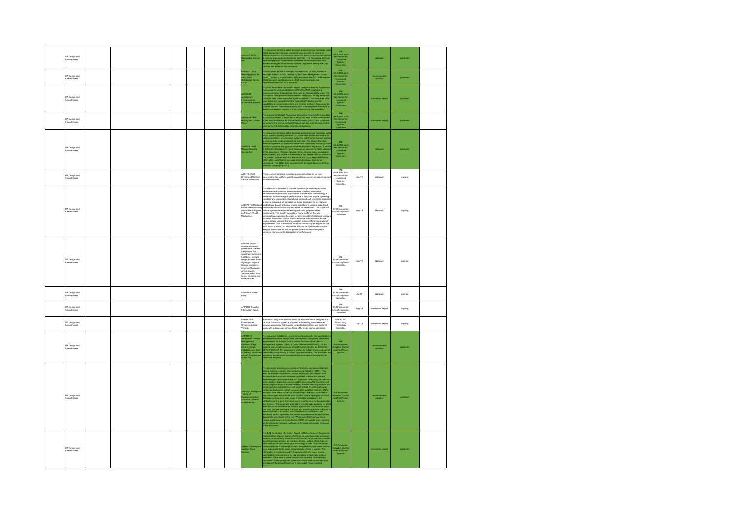| | | | | | | | | | | | | |
|---|---|---|---|---|---|---|---|---|---|---|---|---|
| UA Design and Airworthiness | | | | | | AS6057A JAUS Manipulator Service Set | This document defines a set of standard application layer interfaces called JAUS Manipulator Services. JAUS Services provide the means for software entities in an unmanned system or system of unmanned systems to communicate and coordinate their activities. The Manipulator Services represent platform-independent capabilities commonly found across domains and types of unmanned systems. At present, twenty five (25) services are defined in this document. | SAE AS-4JAUS Joint Architecture for Unmanned Systems Committee | | standard | published | |
| UA Design and Airworthiness | | | | | | ARP6227 JAUS Messaging over the OMG Data Distribution Service (DDS) | This document defines a standard representation of JAUS AS5684A message data in OMG IDL defined by the Object Management Group (OMG) CORBA 3.2 specification. This document does NOT address how JAUS transport considerations or JAUS service protocols are implemented on OMG DDS platforms. | SAE AS-4JAUS Joint Architecture for Unmanned Systems Committee | | recommended practice | published | |
| UA Design and Airworthiness | | | | | | AIR5665B Architecture Framework for Unmanned Systems | This SAE Aerospace Information Report (AIR) describes the Architecture Framework for Unmanned Systems (AFUS). AFUS comprises a Conceptual View, a Capabilities View, and an Interoperability View. The Conceptual View provides definitions and background for key terms and concepts used in the unmanned systems domain. The Capabilities View uses terms and concepts from the Conceptual View to describe capabilities of unmanned systems and of other entities in the unmanned systems domain. The Interoperability View provides guidance on how to design and develop systems in a way that supports interoperability. | SAE AS-4JAUS Joint Architecture for Unmanned Systems Committee | | information report | published | |
| UA Design and Airworthiness | | | | | | AIR5664A JAUS History and Domain Model | The purpose of this SAE Aerospace Information Report (AIR) is two-fold: to inform the reader of the extent of effort that went into the development of the Joint Architecture for Unmanned Systems (JAUS), and to capture for posterity the domain analysis that provides the underpinnings for the work by the AS-4 Committee (Unmanned Systems). | SAE AS-4JAUS Joint Architecture for Unmanned Systems Committee | | information report | published | |
| UA Design and Airworthiness | | | | | | AS6062A JAUS Mission Spooling Service Set | This document defines a set of standard application layer interfaces called JAUS Mission Spooling Services. JAUS Services provide the means for software entities in an unmanned system or system of unmanned systems to communicate and coordinate their activities. The Mission Spooling Services represent the platform-independent capabilities commonly found across all domains and types of unmanned systems. At present, 1 service is defined in this document (more services are planned for future versions of this document): • Mission Spooler: Stores mission plans, coordinates mission plans, and parcels out elements of the mission plan for execution. The Mission Spooler service is described by a JAUS Service Definition (JSD) which specifies the message set and protocol required for compliance. The JSD is fully compliant with the JAUS Service Interface Definition Language (JSIDL). | SAE AS-4JAUS Joint Architecture for Unmanned Systems Committee | | standard | published | |
| UA Design and Airworthiness | | | | | | AS6111 JAUS Unmanned Maritime Vehicle Service Set | This document defines a message-passing interface for services representing the platform-specific capabilities common across unmanned maritime vehicles. | SAE AS-4JAUS Joint Architecture for Unmanned Systems Committee | Jun-19 | standard | ongoing | |
| UA Design and Airworthiness | | | | | | AS6971 Test Protocol for UAS Reciprocating (Intermittent) Engines as Primary Thrust Mechanism | This standard is intended to provide a method (or methods) to obtain repeatable and consistent measurements to reflect true engine performance and durability in customer. Standardized methodology is needed to normalize engine performance to fairly rate engine operating variables and parameters. Operational protocols will be defined according to engine class and will be based on those developed for on-highway applications. Based on typical engine operation, a series of speed and load combinations and/or sequences will be determined. The scope will include dynamometer-based testing and static propeller-based requirements. The industry consists of many platforms that use reciprocating engines as the main (or sole) provider of rotational energy to propeller. There also exists a significant move towards hybrid-based engine-battery systems that are expected to have different operational requirements. This standard will focus on those using the engine as the main thrust provider, but allowances will also be considered for hybrid designs. The scope will include power correction methodologies to provide a more accurate description of performance. | SAE E-39 Unmanned Aircraft Propulsion Committee | May-18 | standard | ongoing | |
| UA Design and Airworthiness | | | | | | AS6986 Ground support equipment (preheaters, starters, fuel pumps, fuel couplings, fuel mixing, fuel filters, preflight weight/balance, bore sighting of payload, storage containers, alignment hardware, wheel chocks, "remove before flight" items, electronic and software links. | | SAE E-39 Unmanned Aircraft Propulsion Committee | Jun-19 | standard | planned | |
| UA Design and Airworthiness | | | | | | AS6988 Propeller Suite | | SAE E-39 Unmanned Aircraft Propulsion Committee | Jul-19 | standard | planned | |
| UA Design and Airworthiness | | | | | | ARP6898 Propeller Information Report | | SAE E-39 Unmanned Aircraft Propulsion Committee | Aug-18 | information report | ongoing | |
| UA Design and Airworthiness | | | | | | AIR6962 Ice Protection for Unmanned Aerial Vehicles | A review of icing materials that would be educational to a designer of a UAV ice protection system is provided. Additionally, the differences between unmanned and manned ice protection systems are explored along with a discussion on how these differences can be addressed. | SAE AC-9C Aircraft Icing Technology Committee | Dec-18 | information report | ongoing | |
| UA Design and Airworthiness | | | | | | ARP94910 Aerospace - Vehicle Management Systems - Flight Control Design, Installation and Test of, Military Unmanned Aircraft, Specification Guide For | This document establishes recommended practices for the specification of general performance, design, test, development, and quality assurance requirements for the flight control related functions of the Vehicle Management Systems (VMS) of military Unmanned Aircraft (UA), the airborne element of Unmanned Aircraft Systems (UAS), as defined by ASTM F 2395-07. This document is written for military unmanned aircraft intended for use primarily in military operational areas. The document also provides a foundation for considerations applicable to safe flight in all classes of airspace. | SAE A-6 Aerospace Actuation, Control and Fluid Power Systems | | recommended practice | published | |
| UA Design and Airworthiness | | | | | | ARP5724 Aerospace Testing of Electromechanical Actuators, General Guidelines For | This document provides an overview of the tests, and issues related to testing, that are unique to Electromechanical Actuators (EMAs). The tests, and issues documented, are not necessarily all-inclusive. This document discusses both the tests applicable to EMAs and the test methodologies to accomplish the test objectives. EMAs may be used in a wide variety of applications such as utility, secondary flight controls and primary flight controls, in a wide variety of markets including manned and unmanned civil and military aircraft, small missile fin and thrust vector control applications up to high powered utility and flight controls. EMAs may also have either a rotary or a linear output, be servo controlled or use simple open loop point to point or other control topologies. As such this document covers a wide range of potential applications, the application of any given test requirement is determined by the application and the user. This document attempts to provide basic guidance on which tests should be considered for various applications. This document also lists tests that are not unique to EMAs, but are still applicable to EMAs. In these instances a discussion of such tests is not contained in this document, and as applicable, the reader may reference the appropriate documents as indicated in the text. While many EMA configurations include digital power drive electronics (PDE), the specific tests required for the electronic hardware, software, or firmware are outside the scope of this document. | A-6 Aerospace Actuation, Control and Fluid Power Systems | | recommended practice | published | |
| UA Design and Airworthiness | | | | | | AIR744™ Aerospace Auxiliary Power Sources | This SAE Aerospace Information Report (AIR) is a review of the general characteristics of power sources that may be used to provide secondary, auxiliary, or emergency power for use in aircraft, space vehicles, missiles, remotely piloted vehicles, air cushion vehicles, surface effect ships, or other vehicles in which aerospace technology is used. The information contained herein is intended for use in the selection of the power source most appropriate to the needs of a particular vehicle or system. The information may also be used in the preparation of a power source specification. Considerations for use in making a trade study and an evaluation of the several power sources are included. More detailed information relating to specific power sources is available in other SAE Aerospace Information Reports or in Aerospace Recommended Practices. | A-6 Aerospace Actuation, Control and Fluid Power Systems | | information report | published | |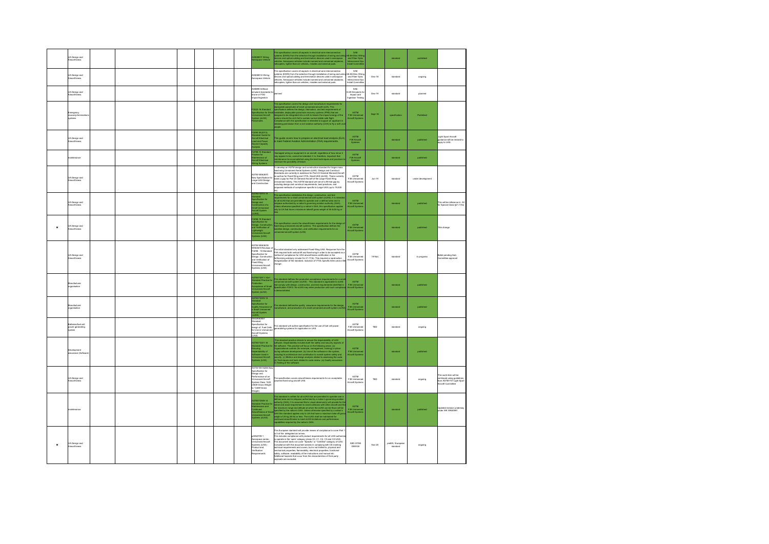| | UA Design and Airworthiness | | | | | | | AS50881F Wiring Aerospace Vehicle | This specification covers all aspects in electrical wire interconnection systems (EWIS) from the selection through installation of wiring and wiring devices and optical cabling and termination devices used in aerospace vehicles. Aerospace vehicles include manned and unmanned airplanes, helicopters, lighter-than-air vehicles, missiles and external pods. | SAE AE-8A Elec Wiring and Fiber Optic Interconnect Sys Install Committee | | standard | published | |
|---|---|---|---|---|---|---|---|---|---|---|---|---|---|---|
| | UA Design and Airworthiness | | | | | | | AS50881G Wiring Aerospace Vehicle | This specification covers all aspects in electrical wire interconnection systems (EWIS) from the selection through installation of wiring and wiring devices and optical cabling and termination devices used in aerospace vehicles. Aerospace vehicles include manned and unmanned airplanes, helicopters, lighter-than-air vehicles, missiles and external pods. | SAE AE-8A Elec Wiring and Fiber Optic Interconnect Sys Install Committee | Dec-18 | standard | ongoing | |
| | UA Design and Airworthiness | | | | | | | AS6886 Artificial simulant standards for drone or FOD impact/ingestion | planned | SAE G-28 Simulants for Impact and Ingestion Testing | Dec-19 | standard | planned | |
| | Emergency recovery/termination systems | | | | | | | F3322-18 Standard Specification for Small Unmanned Aircraft System (sUAS) Parachutes | This specification covers the design and manufacture requirements for deployable parachutes of small unmanned aircraft (sUA). This specification defines the design, fabrication, and test requirements of installation, deployable parachute recovery systems (PRS) that are designed to be integrated into a sUA to lessen the impact energy of the system should the sUA fail to sustain normal stable safe flight. Compliance with this specification is intended to support an applicant in obtaining permission from a civil aviation authority (CAA) to fly a sUA over people. | ASTM F38 Unmanned Aircraft Systems | Sept-18 | specification | Published | |
| | UA Design and Airworthiness | | | | | | | F2490-05(2013) Standard Guide for Aircraft Electrical Load and Power Source Capacity Analysis | This guide covers how to prepare an electrical load analysis (ELA) to meet Federal Aviation Administration (FAA) requirements. | ASTM F39 Aircraft Systems | | standard | published | Light Sport Aircraft guidance will be revised to apply to UAS. |
| | maintenance | | | | | | | F2799-14 Standard Practice for Maintenance of Aircraft Electrical Wiring Systems | Damaged wiring or equipment in an aircraft, regardless of how minor it may appear to be, cannot be tolerated. It is, therefore, important that maintenance be accomplished using the best techniques and practices to minimize the possibility of failure. | ASTM F39 Aircraft Systems | | standard | published | |
| | UA Design and Airworthiness | | | | | | | ASTM WK62670 New Specification for Large UAS Design and Construction | To develop an ASTM design and construction standard for larger mass fixed-wing Unmanned Aerial Systems (UAS). Design and Construct Standards are currently in existence for Part 23 General Manned Aircraft as well as for Fixed Wing and VTOL Small UAS (sUAS). There currently exists a gap for Part 23 General Aircraft of the Large Fixed Wing Unmanned Variety. This ASTM standard will serve to fill that gap by including design and construct requirements, best practices, and proposed methods of compliance specific to Large UAS (up to 19,000 lbs). | ASTM F38 Unmanned Aircraft Systems | Jun-19 | standard | under development | |
| | UA Design and Airworthiness | | | | | | | ASTM F2910-14 Standard Specification for Design and Construction of a Small Unmanned Aircraft System (sUAS) | This specification establishes the design, construction, and test requirements for a small unmanned aircraft system (sUAS). It is intended for all sUAS that are permitted to operate over a defined area and in airspace authorized by a nation's governing aviation authority (GAA). Unless otherwise specified by a nation's GAA, this specification applies only to UA that have a maximum takeoff gross weight of 55 lb/25 kg or less. | ASTM F38 Unmanned Aircraft Systems | | standard | published | This will be reference in AC for Special Class §21.17(b) |
| M | UA Design and Airworthiness | | | | | | | F3298-19 Standard Specification for Design, Construction, and Verification of Lightweight Unmanned Aircraft Systems (UAS) | This specification covers the airworthiness requirements for the design of fixed-wing unmanned aircraft systems. This specification defines the baseline design, construction, and verification requirements for an unmanned aircraft system (UAS). | ASTM F38 Unmanned Aircraft Systems | | standard | published | Title change |
| | UA Design and Airworthiness | | | | | | | ASTM WK63678 WK63678 Revision of F3298 - 18 Standard Specification for Design, Construction, and Verification of Fixed-Wing Unmanned Aircraft Systems (UAS) | The initial standard only addressed Fixed-Wing UAS. Response from the FAA required both vertical lift and fixed-wing in order to be accepted as a method of compliance for UAS airworthiness certification in the forthcoming advisory circular for 21.17(b). This required a significant reorganization of the standard. Inclusion of VTOL specific items and a title change. | ASTM F38 Unmanned Aircraft Systems | 19-Nov | standard | In progress | Ballot pending Sub-Committee approval |
| | Manufacturer organization | | | | | | | ASTM F2911-14e1 Standard Practice for Production Acceptance of Small Unmanned Aircraft System (sUAS) | This standard defines the production acceptance requirements for a small unmanned aircraft system (sUAS). This standard is applicable to sUAS that comply with design, construction, and test requirements identified in Specification F2910. No sUAS may enter production until such compliance is demonstrated. | ASTM F38 Unmanned Aircraft Systems | | standard | published | |
| | Manufacturer organization | | | | | | | ASTM F3003-14 Standard Specification for Quality Assurance of a Small Unmanned Aircraft System (sUAS) | This standard defines the quality assurance requirements for the design, manufacture, and production of a small unmanned aircraft system (sUAS). | ASTM F38 Unmanned Aircraft Systems | | standard | published | |
| | Batteries/fuel cell power generating system | | | | | | | WK65942/43? Standard Specification for design of Fuel Cells for Use in Unmanned Aircraft Systems (UAS) | This standard will outline specification for the use of fuel cell power generating systems for application in UAS. | ASTM F38 Unmanned Aircraft Systems | TBD | standard | ongoing | |
| | Development assurance (Software) | | | | | | | ASTM F3201-16 Standard Practice for Ensuring Dependability of Software Used in Unmanned Aircraft Systems (UAS) | This standard practice intends to ensure the dependability of UAS software. Dependability includes both the safety and security aspects of the software. This practice will focus on the following areas: (a) Organizational controls (for example, management, training) in place during software development. (b) Use of the software in the system, including its architecture and contribution to overall system safety and security. (c) Metrics and design analysis related to assessing the code. (d) Techniques and tools related to code review. (e) Quality assurance. (f) Testing of the software. | ASTM F38 Unmanned Aircraft Systems | | standard | published | |
| | UA Design and Airworthiness | | | | | | | ASTM WK16285 New Specification for Design and Performance of an Unmanned Aircraft System Class 1320 (3600 Gross Weight to 13200 Gross Weight) | The specification covers airworthiness requirements for an acceptable powered fixed wing aircraft UAS. | ASTM F38 Unmanned Aircraft Systems | TBD | standard | ongoing | This work item will be continued using guidelines from ASTM F37 Light Sport Aircraft Committee |
| | maintenance | | | | | | | ASTM F2909-14 Standard Practice for Maintenance and Continued Airworthiness of Small Unmanned Aircraft Systems (sUAS) | This standard is written for all sUAS that are permitted to operate over a defined area and in airspace authorized by a nation's governing aviation authority (GAA). It is assumed that a visual observer(s) will provide for the sense and avoid requirement to avoid collisions with other aircraft and that the maximum range and altitude at which the sUAS can be flown will be specified by the nation's GAA. Unless otherwise specified by a nation's GAA this standard applies only to UA that have a maximum take-off gross weight of 25 kg (55 lb) or less. The sUAS shall be maintained for continued airworthiness to meet sUAS limitations and performance capabilities required by the nation's GAA. | ASTM F38 Unmanned Aircraft Systems | | standard | published | Updated revision underway under WK WK63997 |
| M | UA Design and Airworthiness | | | | | | | prEN4709-1 Aerospace series - Unmanned Aircraft Systems (UAS) - Product and Verification Requirements | This European standard will provide means of compliance to cover Part 1 to 5 of the delegated act annex. This includes compliance with product requirements for all UAS authorized to operate in the 'open' category (class C0, C1, C2, C3 and C4 UAS). This document does not cover "Specific" or "Certified" category of UAS. Compliance with that document assists in complying with CE marking technical requirements and covers, but is not limited to, physical and mechanical properties, flammability, electrical properties, functional safety, software, readability of the instructions and manual etc. Additional hazards that occur from the characteristics of third party payloads are excluded. | ASD-STAN D5WG8 | Nov-20 | prEN / European standard | ongoing | |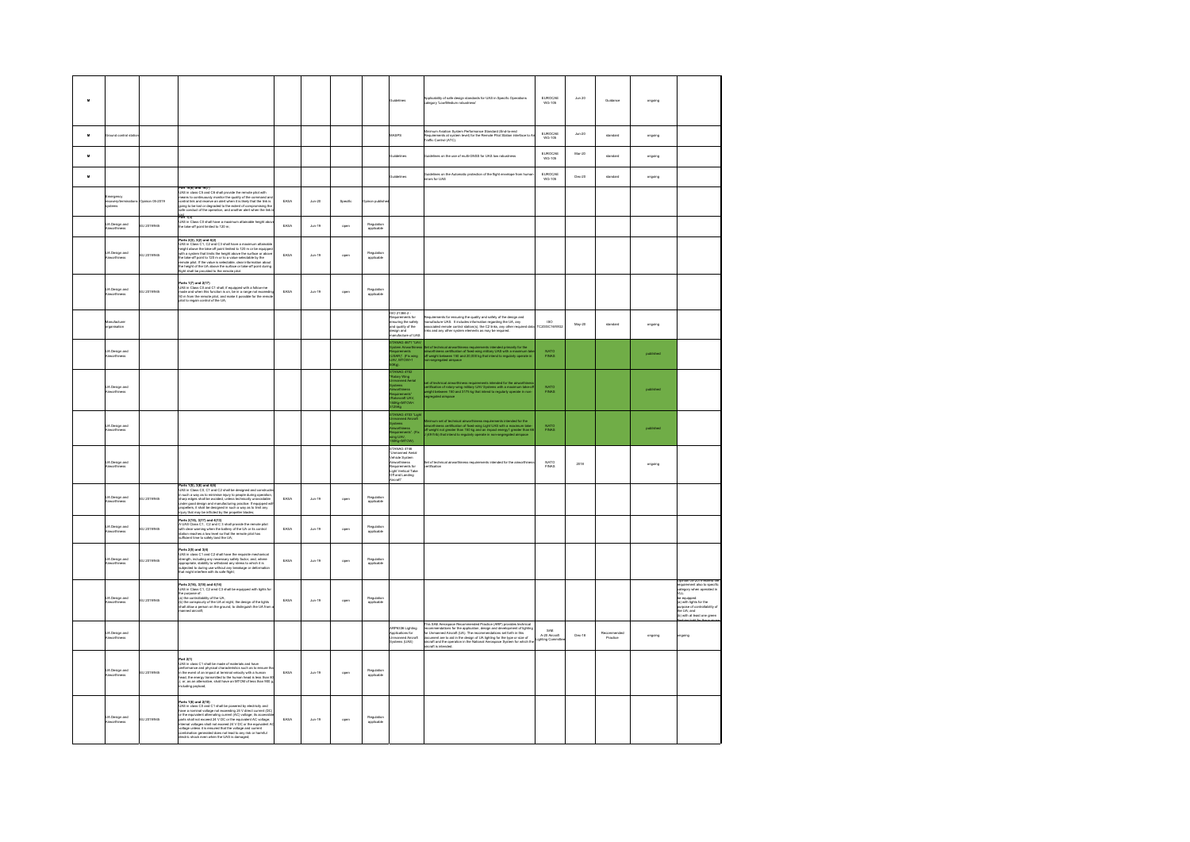| | | | | | | | | | | | | | | |
|---|---|---|---|---|---|---|---|---|---|---|---|---|---|---|
| M | | | | | | | | Guidelines | Applicability of safe design standards for UAS in Specific Operations category 'Low/Medium robustness' | EUROCAE WG-105 | Jun-20 | Guidance | ongoing | |
| M | Ground control station | | | | | | | MASPS | Minimum Aviation System Performance Standard (End-to-end Requirements at system level) for the Remote Pilot Station interface to Air Traffic Control (ATC) | EUROCAE WG-105 | Jun-20 | standard | ongoing | |
| M | | | | | | | | Guidelines | Guidelines on the use of multi-GNSS for UAS low robustness | EUROCAE WG-105 | Mar-20 | standard | ongoing | |
| M | | | | | | | | Guidelines | Guidelines on the Automatic protection of the flight envelope from human errors for UAS | EUROCAE WG-105 | Dec-20 | standard | ongoing | |
| | Emergency recovery/termination systems | Opinion 05-2019 | Part 16(k) and 16(?) UAS in class C5 and C6 shall provide the remote pilot with means to continuously monitor the quality of the command and control link and receive an alert when it is likely that the link is going to be lost or degraded to the extent of compromising the safe conduct of the operation, and another alert when the link is | EASA | Jun-20 | Specific | Opinion published | | | | | | | |
| | UA Design and Airworthiness | EU 2019/945 | Part 1(4) UAS in Class C0 shall have a maximum attainable height above the take-off point limited to 120 m; | EASA | Jun-19 | open | Regulation applicable | | | | | | | |
| | UA Design and Airworthiness | EU 2019/945 | Parts 2(3), 3(2) and 4(2) UAS in Class C1, C2 and C3 shall have a maximum attainable height above the take-off point limited to 120 m or be equipped with a system that limits the height above the surface or above the take-off point to 120 m or to a value selectable by the remote pilot. If the value is selectable, clear information about the height of the UA above the surface or take-off point during flight shall be provided to the remote pilot. | EASA | Jun-19 | open | Regulation applicable | | | | | | | |
| | UA Design and Airworthiness | EU 2019/945 | Parts 1(7) and 2(17) UAS in Class C0 and C1 shall, if equipped with a follow-me mode and when this function is on, be in a range not exceeding 50 m from the remote pilot, and make it possible for the remote pilot to regain control of the UA; | EASA | Jun-19 | open | Regulation applicable | | | | | | | |
| | Manufacturer organisation | | | | | | | ISO 21384-2 - Requirements for ensuring the safety and quality of the design and manufacture of UAS | Requirements for ensuring the quality and safety of the design and manufacture UAS. It includes information regarding the UA, any associated remote control station(s), the C2 links, any other required data links and any other system elements as may be required. | ISO TC20/SC16/WG2 | May-20 | standard | ongoing | |
| | UA Design and Airworthiness | | | | | | | STANAG 4671 "UAV Systems Airworthiness Requirements (USAR)" (Fix-wing UAV, MTOW>150Kg) | Set of technical airworthiness requirements intended primarily for the airworthiness certification of fixed-wing military UAS with a maximum take-off weight between 150 and 20,000 kg that intend to regularly operate in non-segregated airspace | NATO FINAS | | | published | |
| | UA Design and Airworthiness | | | | | | | STANAG 4702 "Rotary Wing Unmanned Aerial Systems Airworthiness Requirements" (Rotorcraft UAV, 150Kg<MTOW<3175Kg) | Set of technical airworthiness requirements intended for the airworthiness certification of rotary-wing military UAV Systems with a maximum take-off weight between 150 and 3175 kg that intend to regularly operate in non-segregated airspace | NATO FINAS | | | published | |
| | UA Design and Airworthiness | | | | | | | STANAG 4703 "Light Unmanned Aircraft Systems Airworthiness Requirements" (Fix-wing UAV, 150Kg>MTOW) | Minimum set of technical airworthiness requirements intended for the airworthiness certification of fixed-wing Light UAS with a maximum take-off weight not greater than 150 kg and an impact energy greater than 66 J (49 ft-lb) that intend to regularly operate in non-segregated airspace | NATO FINAS | | | published | |
| | UA Design and Airworthiness | | | | | | | STANAG 4746 "Unmanned Aerial Vehicle System Airworthiness Requirements for Light Vertical Take Off and Landing Aircraft" | Set of technical airworthiness requirements intended for the airworthiness certification | NATO FINAS | 2019 | | ongoing | |
| | UA Design and Airworthiness | EU 2019/945 | Parts 1(3), 2(6) and 3(6) UAS in Class C0, C1 and C2 shall be designed and constructed in such a way as to minimise injury to people during operation, sharp edges shall be avoided, unless technically unavoidable under good design and manufacturing practice. If equipped with propellers, it shall be designed in such a way as to limit any injury that may be inflicted by the propeller blades; | EASA | Jun-19 | open | Regulation applicable | | | | | | | |
| | UA Design and Airworthiness | EU 2019/945 | Parts 2(15), 3(17) and 4(13) A UAS Class C1, C2 and C3 should provide the remote pilot with clear warning when the battery of the UA or its control station reaches a low level so that the remote pilot has sufficient time to safely land the UA; | EASA | Jun-19 | open | Regulation applicable | | | | | | | |
| | UA Design and Airworthiness | EU 2019/945 | Parts 2(5) and 3(4) UAS in class C1 and C2 shall have the requisite mechanical strength, including any necessary safety factor, and, where appropriate, stability to withstand any stress to which it is subjected to during use without any breakage or deformation that might interfere with its safe flight; | EASA | Jun-19 | open | Regulation applicable | | | | | | | |
| | UA Design and Airworthiness | EU 2019/945 | Parts 2(16), 3(18) and 4(14) UAS in Class C1, C2 and C3 shall be equipped with lights for the purpose of: (a) the controllability of the UA; (b) the conspicuity of the UA at night, the design of the lights shall allow a person on the ground, to distinguish the UA from a manned aircraft; | EASA | Jun-19 | open | Regulation applicable | | | | | | | Operator (of UAS) meeting the requirement also to specific category when operated in VLL be equipped: (a) with lights for the purpose of controllability of the UA; and (b) with at least one green flashing light for the purpose |
| | UA Design and Airworthiness | | | | | | | ARP5536 Lighting Applications for Unmanned Aircraft Systems (UAS) | This SAE Aerospace Recommended Practice (ARP) provides technical recommendations for the application, design and development of lighting for Unmanned Aircraft (UA). The recommendations set forth in this document are to aid in the design of UA lighting for the type or size of aircraft and the operation in the National Airspace System for which the aircraft is intended. | SAE A-20 Aircraft Lighting Committee | Dec-19 | Recommended Practice | ongoing | ongoing |
| | UA Design and Airworthiness | EU 2019/945 | Part 2(1) UAS in class C1 shall be made of materials and have performance and physical characteristics such as to ensure that in the event of an impact at terminal velocity with a human head, the energy transmitted to the human head is less than 80 J, or, as an alternative, shall have an MTOM of less than 900 g, including payload; | EASA | Jun-19 | open | Regulation applicable | | | | | | | |
| | UA Design and Airworthiness | EU 2019/945 | Parts 1(8) and 2(18) UAS in class C0 and C1 shall be powered by electricity and have a nominal voltage not exceeding 24 V direct current (DC) or the equivalent alternating current (AC) voltage; its accessible parts shall not exceed 24 V DC or the equivalent AC voltage; internal voltages shall not exceed 24 V DC or the equivalent AC voltage unless it is ensured that the voltage and current combination generated does not lead to any risk or harmful electric shock even when the UAS is damaged; | EASA | Jun-19 | open | Regulation applicable | | | | | | | |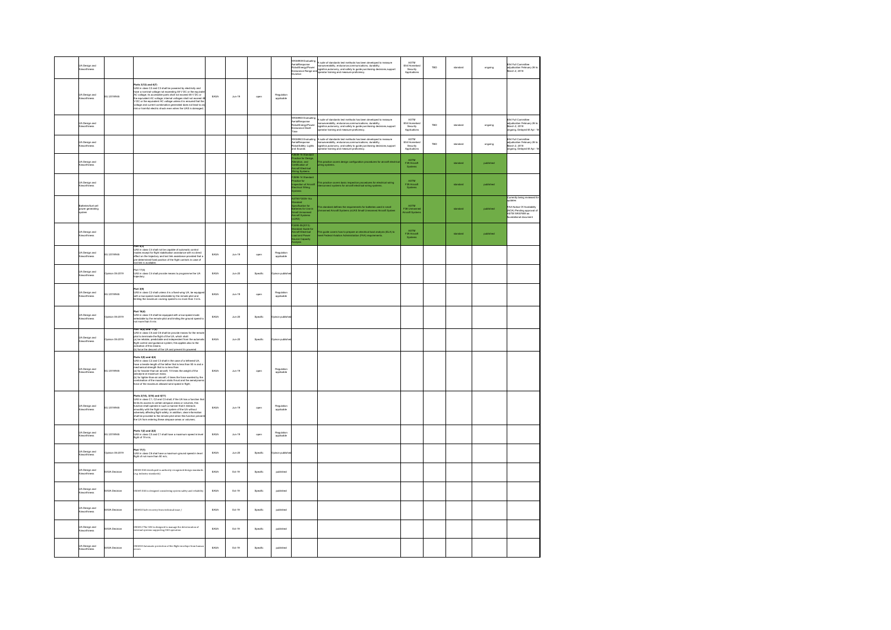| UA Design and Airworthiness | | | | | | | WK58939 Evaluating Aerial Response Robot Energy/Power Endurance Range and Duration | A suite of standards test methods has been developed to measure maneuverability, endurance,communications, durability, logistics,autonomy, and safety to guide purchasing decisions,support operator training and measure proficiency. | ASTM E54 Homeland Security Applications | TBD | standard | ongoing | E54 Full Committee adjudication February 26 to March 2, 2018 |
|---|---|---|---|---|---|---|---|---|---|---|---|---|---|
| UA Design and Airworthiness | EU 2019/945 | **Parts 3(13) and 4(7)**<br>UAS in class C2 and C3 shall be powered by electricity and have a nominal voltage not exceeding 48 V DC or the equivalent AC voltage; its accessible parts shall not exceed 48 V DC or the equivalent AC voltage; internal voltages shall not exceed 48 V DC or the equivalent AC voltage unless it is ensured that the voltage and current combination generated does not lead to any risk or harmful electric shock even when the UAS is damaged; | EASA | Jun-19 | open | Regulation applicable | | | | | | | |
| UA Design and Airworthiness | | | | | | | WK58940 Evaluating Aerial Response Robot Energy/Power Endurance Dwell Time | A suite of standards test methods has been developed to measure maneuverability, endurance,communications, durability, logistics,autonomy, and safety to guide purchasing decisions,support operator training and measure proficiency. | ASTM E54 Homeland Security Applications | TBD | standard | ongoing | E54 Full Committee adjudication February 26 to March 2, 2018 ongoing. Delayed till Apr - 18 |
| UA Design and Airworthiness | | | | | | | WK58943 Evaluating Aerial Response Robot Safety: Lights and Sounds | A suite of standards test methods has been developed to measure maneuverability, endurance,communications, durability, logistics,autonomy, and safety to guide purchasing decisions,support operator training and measure proficiency. | ASTM E54 Homeland Security Applications | TBD | standard | ongoing | E54 Full Committee adjudication February 26 to March 2, 2018 ongoing. Delayed till Apr - 18 |
| UA Design and Airworthiness | | | | | | | F2639-15 Standard Practice for Design, Alteration, and Certification of Aircraft Electrical Wiring Systems | This practice covers design configuration procedures for aircraft electrical wiring systems. | ASTM F39 Aircraft Systems | | standard | published | |
| UA Design and Airworthiness | | | | | | | F2696-16 Standard Practice for Inspection of Aircraft Electrical Wiring Systems | This practice covers basic inspection procedures for electrical wiring interconnect systems for aircraft electrical wiring systems. | ASTM F39 Aircraft Systems | | standard | published | |
| Batteries/fuel cell power generating system | | | | | | | ASTM F3005-14a Standard Specification for Batteries for Use in Small Unmanned Aircraft Systems (sUAS) | This standard defines the requirements for batteries used in small Unmanned Aircraft Systems (sUAS Small Unmanned Aircraft System | ASTM F38 Unmanned Aircraft Systems | | standard | published | Currently being reviewed for updates<br>FAA Notice Of Availability (NOA) Pending approval of ASTM WK47649 as foundational document |
| UA Design and Airworthiness | | | | | | | F2490-05(2013) Standard Guide for Aircraft Electrical Load and Power Source Capacity Analysis | This guide covers how to prepare an electrical load analysis (ELA) to meet Federal Aviation Administration (FAA) requirements. | ASTM F39 Aircraft Systems | | standard | published | |
| UA Design and Airworthiness | EU 2019/945 | **Part 4(4)**<br>UAS in class C3 shall not be capable of automatic control modes except for flight stabilisation assistance with no direct effect on the trajectory and lost link assistance provided that a pre-determined fixed position of the flight controls in case of lost link is available; | EASA | Jun-19 | open | Regulation applicable | | | | | | | |
| UA Design and Airworthiness | Opinion 05-2019 | Part 17(4)<br>UAS in class C4 shall provide means to programme the UA trajectory; | EASA | Jun-20 | Specific | Opinion published | | | | | | | |
| UA Design and Airworthiness | EU 2019/945 | **Part 3(9)**<br>UAS in class C2 shall unless it is a fixed-wing UA, be equipped with a low-speed mode selectable by the remote pilot and limiting the maximum cruising speed to no more than 3 m/s; | EASA | Jun-19 | open | Regulation applicable | | | | | | | |
| UA Design and Airworthiness | Opinion 05-2019 | **Part 16(4)**<br>UAS in class C5 shall be equipped with a low-speed mode selectable by the remote pilot and limiting the ground speed to not more than 5 m/s | EASA | Jun-20 | Specific | Opinion published | | | | | | | |
| UA Design and Airworthiness | Opinion 05-2019 | **Part 16(5) and 17(6)**<br>UAS in class C5 and C6 shall be provide means for the remote pilot to terminate the flight of the UA, which shall:<br>(a) be reliable, predictable and independent from the automatic flight control and guidance system; this applies also to the activation of this means;<br>(b) force the descent of the UA and prevent its powered | EASA | Jun-20 | Specific | Opinion published | | | | | | | |
| UA Design and Airworthiness | EU 2019/945 | **Parts 3(8) and 4(4)**<br>UAS in class C2 and C3 shall in the case of a tethered UA, have a tensile length of the tether that is less than 50 m and a mechanical strength that is no less than:<br>(a) for heavier-than-air aircraft, 10 times the weight of the aerodyne at maximum mass;<br>(b) for lighter-than-air aircraft, 4 times the force exerted by the combination of the maximum static thrust and the aerodynamic force of the maximum allowed wind speed in flight; | EASA | Jun-19 | open | Regulation applicable | | | | | | | |
| UA Design and Airworthiness | EU 2019/945 | **Parts 2(14), 3(16) and 4(11)**<br>UAS in class C1, C2 and C3 shall, if the UA has a function that limits its access to certain airspace areas or volumes, this function shall operate in such a manner that it interacts smoothly with the flight control system of the UA without adversely affecting flight safety; in addition, clear information shall be provided to the remote pilot when this function prevents the UA from entering these airspace areas or volumes; | EASA | Jun-19 | open | Regulation applicable | | | | | | | |
| UA Design and Airworthiness | EU 2019/945 | **Parts 1(2) and 2(2)**<br>UAS in class C0 and C1 shall have a maximum speed in level flight of 19 m/s; | EASA | Jun-19 | open | Regulation applicable | | | | | | | |
| UA Design and Airworthiness | Opinion 05-2019 | **Part 17(1)**<br>UAS in class C6 shall have a maximum ground speed in level flight of not more than 50 m/s; | EASA | Jun-20 | Specific | Opinion published | | | | | | | |
| UA Design and Airworthiness | EASA Decision | OSO#4 UAS developed to authority recognized design standards (e.g. industry standards) | EASA | Oct-19 | Specific | published | | | | | | | |
| UA Design and Airworthiness | EASA Decision | OSO#5 UAS is designed considering system safety and reliability | EASA | Oct-19 | Specific | published | | | | | | | |
| UA Design and Airworthiness | EASA Decision | OSO#10 Safe recovery from technical issue / | EASA | Oct-19 | Specific | published | | | | | | | |
| UA Design and Airworthiness | EASA Decision | OSO#12 The UAS is designed to manage the deterioration of external systems supporting UAS operation | EASA | Oct-19 | Specific | published | | | | | | | |
| UA Design and Airworthiness | EASA Decision | OSO#18 Automatic protection of the flight envelope from human errors | EASA | Oct-19 | Specific | published | | | | | | | |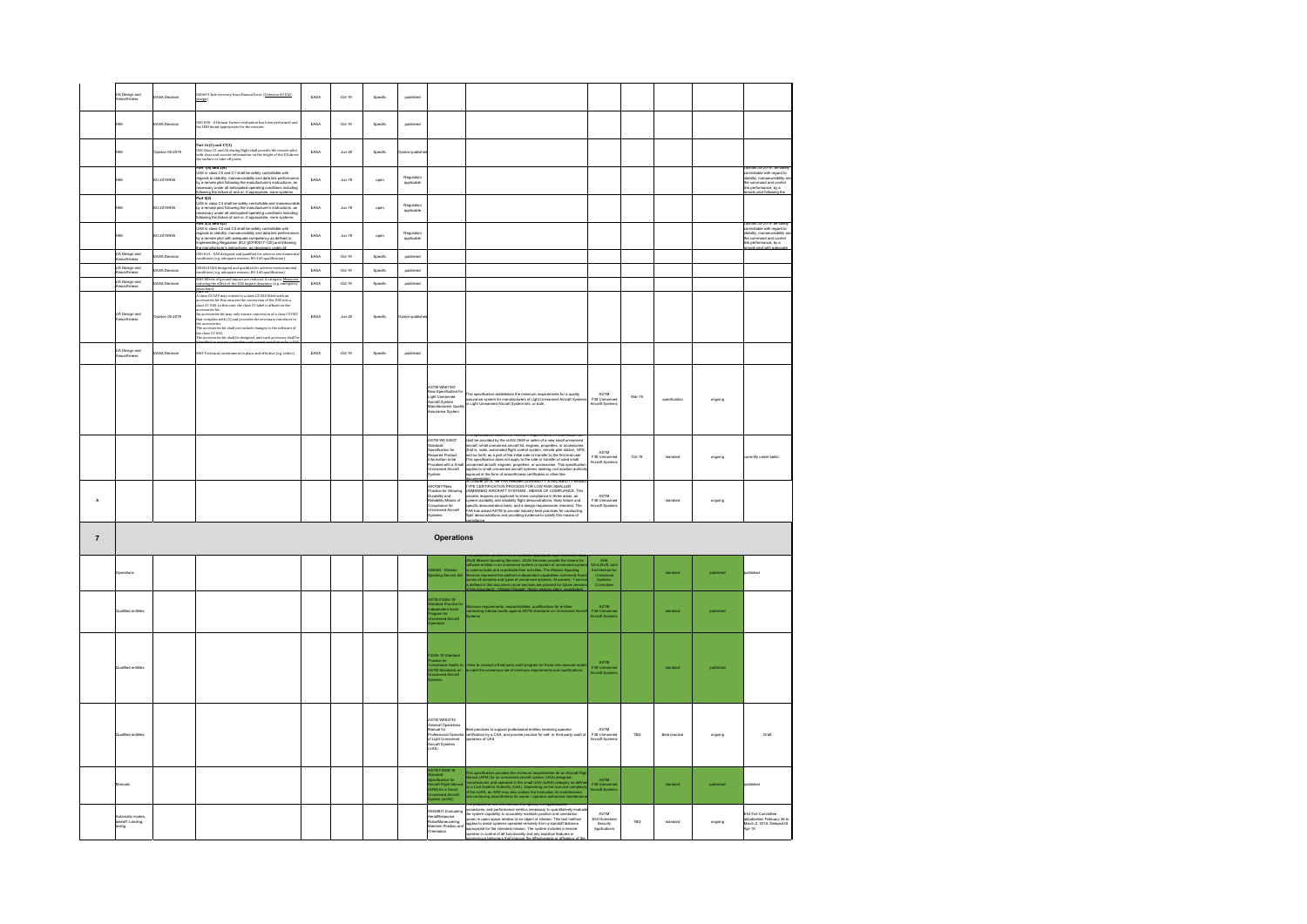| | | | | | | | | | | | | | | |
|---|---|---|---|---|---|---|---|---|---|---|---|---|---|---|
| | UA Design and Airworthiness | EASA Decision | OSO#19 Safe recovery from Human Error (Criterion #3 UAS design) | EASA | Oct-19 | Specific | published | | | | | | | |
| | HMI | EASA Decision | OSO #20 - A Human Factors evaluation has been performed and the HMI found appropriate for the mission | EASA | Oct-19 | Specific | published | | | | | | | |
| | HMI | Opinion 05-2019 | Part 16(1) and 17(1) UAS Class C5 and C6 during flight shall provide the remote pilot with clear and concise information on the height of the UA above the surface or take-off point. | EASA | Jun-20 | Specific | Opinion published | | | | | | | |
| | HMI | EU 2019/945 | Part 3(5) and 4(6) UAS in class C0 and C1 shall be safely controllable with regards to stability, manoeuvrability and data link performance by a remote pilot following the manufacturer's instructions, as necessary under all anticipated operating conditions including following the failure of one or, if appropriate, more systems | EASA | Jun-19 | open | Regulation applicable | | | | | | | Opinion 05-2019: be safely controllable with regard to stability, manoeuvrability and the command and control link performance, by a remote pilot following the |
| | HMI | EU 2019/945 | Part 6(2) UAS in class C4 shall be safely controllable and manoeuvrable by a remote pilot following the manufacturer's instructions, as necessary under all anticipated operating conditions including following the failure of one or, if appropriate, more systems | EASA | Jun-19 | open | Regulation applicable | | | | | | | |
| | HMI | EU 2019/945 | Part 4(5) and 5(7) UAS in class C2 and C3 shall be safely controllable with regards to stability, manoeuvrability and data link performance by a remote pilot with adequate competency as defined in implementing Regulation (EU) 2019/947 1(25) and following the manufacturer's instructions, as necessary under all | EASA | Jun-19 | open | Regulation applicable | | | | | | | Opinion 05-2019: be safely controllable with regard to stability, manoeuvrability and the command and control link performance, by a remote pilot with adequate |
| | UA Design and Airworthiness | EASA Decision | OSO #24 - UAS designed and qualified for adverse environmental conditions (e.g. adequate sensors, DO-160 qualification) | EASA | Oct-19 | Specific | published | | | | | | | |
| | UA Design and Airworthiness | EASA Decision | OSO #24 UAS designed and qualified for adverse environmental conditions (e.g. adequate sensors, DO-160 qualification) | EASA | Oct-19 | Specific | published | | | | | | | |
| | UA Design and Airworthiness | EASA Decision | M#2 Effects of ground impact are reduced. A category Measures reducing the effect of the UAS impact dynamics (e.g. emergency parachute) | EASA | Oct-19 | Specific | published | | | | | | | |
| | UA Design and Airworthiness | Opinion 05-2019 | A class C3 UAS may convert to a class C3 UAS fitted with an accessories kit that ensures the conversion of the UAS into a class C3 UAS. In this case, the class C3 label is affixed on the accessories kit. An accessories kit may only ensure conversion of a class C3 UAS that complies with [1] and provides the necessary interfaces to the accessories. The accessories kit shall not include changes in the software of the class C3 UAS. The accessories kit shall be designed, and each accessory shall be | EASA | Jun-20 | Specific | Opinion published | | | | | | | |
| | UA Design and Airworthiness | EASA Decision | M#3 Technical containment in place and effective (e.g. tether) | EASA | Oct-19 | Specific | published | | | | | | | |
| | | | | | | | | ASTM WK67307 New Specification for Light Unmanned Aircraft System Manufacturers Quality Assurance System | This specification establishes the minimum requirements for a quality assurance system for manufacturers of Light Unmanned Aircraft Systems or Light Unmanned Aircraft System kits, or both. | ASTM F38 Unmanned Aircraft Systems | Mar-19 | specification | ongoing | |
| | | | | | | | | ASTM WK 63407 Standard Specification for Required Product Information to be Provided with a Small Unmanned Aircraft System | ... shall be provided by the sUAS OEM or seller of a new small unmanned aircraft, small unmanned aircraft kit, engines, propellers, or accessories (that is, radio, automated flight control system, remote pilot station, GPS, and so forth) as a part of the initial sale or transfer to the first end user. This specification does not apply to the sale or transfer of used small unmanned aircraft, engines, propellers, or accessories. This specification applies to small unmanned aircraft systems seeking civil aviation authority approval in the form of airworthiness certificates or other like documentation. | ASTM F38 Unmanned Aircraft Systems | Oct-19 | standard | ongoing | currently under ballot |
| A | | | | | | | | WK70877New Practice for Showing Durability and Reliability Means of Compliance for Unmanned Aircraft Systems | ... DURABILITY & RELIABILITY TYPE CERTIFICATION PROCESS FOR LOW RISK SMALLER UNMANNED AIRCRAFT SYSTEMS - MEANS OF COMPLIANCE. This process requires an applicant to show compliance in three areas: air system durability and reliability flight demonstrations, likely failure and specific demonstration tests, and a design requirements checklist. The FAA has asked ASTM to provide industry best practices for conducting flight demonstrations and providing evidence to satisfy this means of compliance. | ASTM F38 Unmanned Aircraft Systems | | standard | ongoing | |
| **7** | | | | | | | | **Operations** | | | | | | |
| | Operations | | | | | | | AS6062 - Mission Spooling Service Set | ... (AUS Mission Spooling Services. JAUS Services provide the means for software entities in an unmanned system or system of unmanned systems to communicate and coordinate their activities. The Mission Spooling Services represent the platform-independent capabilities commonly found across all domains and types of unmanned systems. At present, 1 service is defined in this document (more services are planned for future versions of this document) - Mission Spooler: Stores mission plans, coordinates | SAE AS-4 JAUS Joint Architecture for Unmanned Systems Committee | | standard | published | published |
| | Qualified entities | | | | | | | ASTM F3364-19 Standard Practice for Independent Audit Program for Unmanned Aircraft Operators | Minimum requirements, responsibilities, qualifications for entities conducting internal audits against ASTM standards on Unmanned Aircraft Systems | ASTM F38 Unmanned Aircraft Systems | | standard | published | |
| | Qualified entities | | | | | | | F3366-19 Standard Practice for Compliance Audits to ASTM Standards on Unmanned Aircraft Systems | How to conduct a third party audit program for those who execute audits to meet the consensus set of minimum requirements and qualifications. | ASTM F38 Unmanned Aircraft Systems | | standard | published | |
| | Qualified entities | | | | | | | ASTM WK62744 General Operations Manual for Professional Operator of Light Unmanned Aircraft Systems (UAS) | Best practices to support professional entities receiving operator certification by a CAA, and provide practice for self- or third-party audit of operators of UAS. | ASTM F38 Unmanned Aircraft Systems | TBD | Best practice | ongoing | Draft |
| | Manuals | | | | | | | ASTM F2908-18 Standard Specification for Aircraft Flight Manual (AFM) for a Small Unmanned Aircraft System (sUAS) | This specification provides the minimum requirements for an Aircraft Flight Manual (AFM) for an unmanned aircraft system (UAS) designed, manufactured, and operated in the small UAS (sUAS) category as defined by a Civil Aviation Authority (CAA). Depending on the size and complexity of the sUAS, an AFM may also contain the instruction for maintenance and continuing airworthiness for owner / operator authorized maintenance | ASTM F38 Unmanned Aircraft Systems | | standard | published | published |
| | Automatic modes, takeoff, Landing, sizing | | | | | | | WK58937 Evaluating Aerial Response Robot Maneuvering: Maintain Position and Orientation | ... procedures, and performance metrics necessary to quantitatively evaluate the system capability to accurately maintain position and orientation (pose) in open space relative to an object of interest. This test method applies to aerial systems operated remotely from a standoff distance appropriate for the intended mission. The system includes a remote operator in control of all functionality and any assistive features or autonomous behaviors that improve the effectiveness or efficiency of the | ASTM E54 Homeland Security Applications | TBD | standard | ongoing | E54 Full Committee adjudication February 26 to March 2, 2018. Delayed til Apr '18 |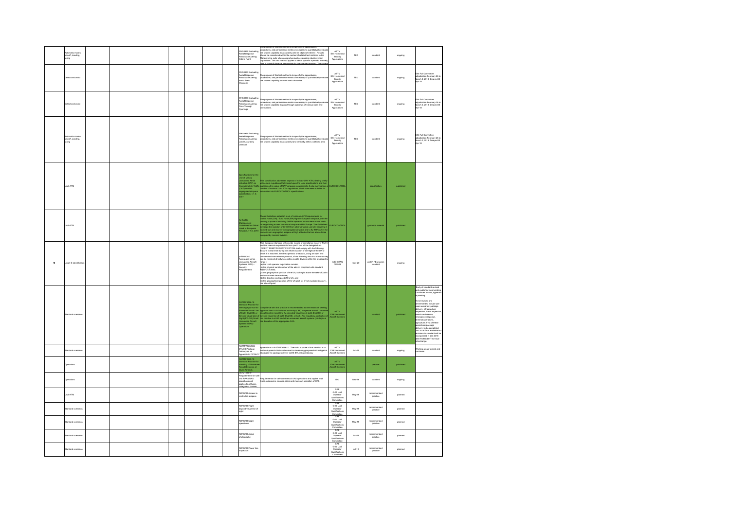| | Automatic modes, takeoff, Landing, taxing | | | | | | | | WK58932 Evaluating Aerial Response Robot Maneuvering: Orbit a Point | The purpose of this test method is to specify the apparatuses, procedures, and performance metrics necessary to quantitatively evaluate the system capability to accurately orbit an object of interest. Results should be considered within the context of related test methods in the Maneuvering suite when comprehensively evaluating robotic system capabilities. This test method applies to aerial systems operated remotely from a standoff distance appropriate for the intended mission. The system | ASTM E54 Homeland Security Applications | TBD | standard | ongoing | |
|---|---|---|---|---|---|---|---|---|---|---|---|---|---|---|---|
| | Detect and avoid | | | | | | | | WK58933 Evaluating Aerial Response Robot Maneuvering: Avoid Static Obstacles | The purpose of this test method is to specify the apparatuses, procedures, and performance metrics necessary to quantitatively evaluate the system capability to avoid static obstacles. | ASTM E54 Homeland Security Applications | TBD | standard | ongoing | E54 Full Committee adjudication February 26 to March 2, 2018. Delayed till Apr '18 |
| | Detect and avoid | | | | | | | | WK58934 Evaluating Aerial Response Robot Maneuvering: Pass Through Openings | The purpose of this test method is to specify the apparatuses, procedures, and performance metrics necessary to quantitatively evaluate the system capability to pass through openings of various sizes and orientations. | ASTM E54 Homeland Security Applications | TBD | standard | ongoing | E54 Full Committee adjudication February 26 to March 2, 2018. Delayed till Apr '18 |
| | Automatic modes, takeoff, Landing, taxing | | | | | | | | WK58935 Evaluating Aerial Response Robot Maneuvering: Land Accurately (Vertical) | The purpose of this test method is to specify the apparatuses, procedures, and performance metrics necessary to quantitatively evaluate the system capability to accurately land vertically within a defined area. | ASTM E54 Homeland Security Applications | TBD | standard | ongoing | E54 Full Committee adjudication February 26 to March 2, 2018. Delayed till Apr '18 |
| | UAS ATM | | | | | | | | Specifications for the Use of Military Unmanned Aerial Vehicles (UAV) as Operational Air Traffic (OAT) outside segregated airspace specification, v 1.0, 2007 | This specification addresses aspects of military UAV ATM, dealing briefly with extant regulations that impact upon the UAV specifications and then explaining the nature of UAV airspace requirements. It also summarises a number of national UAV ATM regulations, albeit none were suitable for adaptation into EUROCONTROL specifications. | EUROCONTROL | | specification | published | |
| | UAS ATM | | | | | | | | Air Traffic Management Guidelines for Global Hawk in European Airspace, v 1.0, 2010 | These Guidelines establish a set of minimum ATM requirements for Global Hawk (GH) / Euro Hawk (EH) flight in European airspace, with the primary purpose of enabling GH/EH operators to use them as the basis for negotiating access to national airspace within Europe. The Guidelines envisage the isolation of GH/EH from other airspace users by requiring it to climb out and recover in segregated airspace and to fly IFR/OAT in the cruise in non-segregated airspace at flight altitudes that are above those occupied by manned aviation. | EUROCONTROL | | guidance material | published | |
| M | Local E-identification | | | | | | | | prEN4709-2 Aerospace series - Unmanned Aircraft Systems (UAS) - Security Requirements | This European standard will provide means of compliance to cover Part 6 and the relevant requirements from part 2 to 4 of the delegated act: DIRECT REMOTE IDENTIFICATION shall comply with the following: Ensure, in real time during the whole duration of the flight of the UA to which it is attached, the direct periodic broadcast, using an open and documented transmission protocol, of the following data in a way that they can be received directly by existing mobile devices within the broadcasting range: (a) the UAS operator registration number, (b) the physical serial number of the add-on compliant with standard ANSI/CTA-2063; (c) the geographical position of the UA, its height above the take-off point and associated date and time; (d) the direction and speed of the UA; and (e) the geographical position of the UA pilot (or if not available (class 1), the take-off point | ASD-STAN D5WG8 | Nov-20 | prEN / European standard | ongoing | |
| | Standard scenarios | | | | | | | | ASTM F3196-18 Standard Practice for Seeking Approval for Extended Visual Line of Sight (EVLOS) or Beyond Visual Line of Sight (BVLOS) Small Unmanned Aircraft System (sUAS) Operations | Compliance with this practice is recommended as one means of seeking approval from a civil aviation authority (CAA) to operate a small unmanned aircraft system (sUAS) in extended visual line of sight (EVLOS) or beyond visual line of sight (BVLOS), or both. Any regulatory application of this practice to sUAS and other unmanned aircraft systems (UASs) is at the discretion of the appropriate CAA. | ASTM F38 Unmanned Aircraft Systems | | standard | published | Body of standard revised and published incorporating Pathfinder results, appendix is pending. To be revised and ammended to include use case scenarios: package delivery, infrastructure inspection, linear inspection, search and rescue, emergency response, terminal operations, agriculture. First of these appendices (package delivery) to be completed Jun 2019. Final available but revisions to standard will be incorporated in Jan 2019 after Pathfinder Technical Interchange. |
| | Standard scenarios | | | | | | | | ASTM WK 62344 BVLOS Package Delivery as an Appendix to F3196-17 | Appendix to to ASTM F3196-17. The main purpose of this revision is to add an Appendix that can be used in developing proposed risk mitigation strategies for package delivery sUAS BVLOS operations) | ASTM F38 Unmanned Aircraft Systems | Jun-19 | standard | ongoing | Working group formed and continues |
| | Operations | | | | | | | | ASTM F2849-10 Standard Practice for Handling of Unmanned Aircraft Systems at Divert Airfields | | ASTM F38 Unmanned Aircraft Systems | | practice | published | |
| | Operations | | | | | | | | ISO 21384-3 Requirements for safe civil RPAS/UAS operations and applies to all types, categories, classes | Requirements for safe commercial UAS operations and applies to all types, categories, classes, sizes and modes of operation of UAS. | ISO | Dec-18 | standard | ongoing | |
| | UAS ATM | | | | | | | | ARP#### Access to controlled airspace | | SAE G-30 UAS Operator Qualifications Committee | May-18 | recommended position | planned | |
| | Standard scenarios | | | | | | | | ARP#### Flight beyond visual line of sight | | SAE G-30 UAS Operator Qualifications Committee | May-18 | recommended position | planned | |
| | Standard scenarios | | | | | | | | ARP#### Night operations | | SAE G-30 UAS Operator Qualifications Committee | May-18 | recommended position | planned | |
| | Standard scenarios | | | | | | | | ARP#### Aerial photography | | SAE G-30 UAS Operator Qualifications Committee | Jun-18 | recommended position | planned | |
| | Standard scenarios | | | | | | | | ARP#### Power line inspection | | SAE G-30 UAS Operator Qualifications Committee | Jul-18 | recommended position | planned | |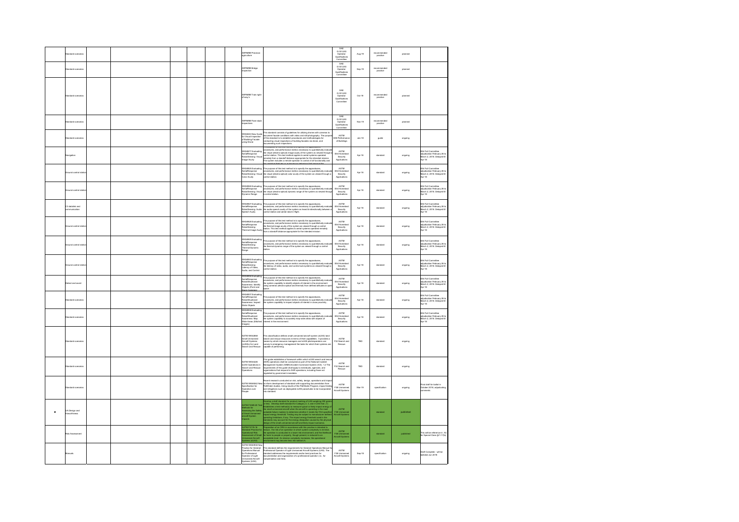| | | | | | | | | | | | | | |
|---|---|---|---|---|---|---|---|---|---|---|---|---|---|
| | Standard scenarios | | | | | | ARP6898 Precision agriculture | | SAE G-30 UAS Operator Qualifications Committee | Aug-19 | recommended position | planned | |
| | Standard scenarios | | | | | | ARP6898 Bridge inspection | | SAE G-30 UAS Operator Qualifications Committee | Sep-19 | recommended position | planned | |
| | Standard scenarios | | | | | | ARP6898 Train right of way's | | SAE G-30 UAS Operator Qualifications Committee | Oct-19 | recommended position | planned | |
| | Standard scenarios | | | | | | ARP6898 Flare stack inspections | | SAE G-30 UAS Operator Qualifications Committee | Nov-19 | recommended position | planned | |
| | Standard scenarios | | | | | | WK58243 New Guide for Visual Inspection of Building Facade using Drone | This standard consists of guidelines for utilizing drones with cameras to document facade conditions with video and still photography. The purpose of this standard is to establish procedures and methodologies for conducting visual inspections of building facades via drone, and documenting such inspections. | ASTM E06 Performance of Buildings | Jan-18 | guide | ongoing | |
| | Navigation | | | | | | WK58677 Evaluating Aerial Response Robot Sensing: Visual Image Acuity | The purpose of this test method is to specify the apparatuses, procedures, and performance metrics necessary to quantitatively evaluate the visual (electro-optical) image acuity of the system as viewed through a control station. This test method applies to aerial systems operated remotely from a standoff distance appropriate for the intended mission. The system includes a remote operator in control of all functionality and | ASTM E54 Homeland Security Applications | Apr-18 | standard | ongoing | E54 Full Committee adjudication February 26 to March 2, 2018. Delayed til Apr 18 |
| | Ground control station | | | | | | WK58825 Evaluating Aerial Response Robot Sensing: Visual Color Acuity | The purpose of this test method is to specify the apparatuses, procedures, and performance metrics necessary to quantitatively evaluate the visual (electro-optical) color acuity of the system as viewed through a control station. | ASTM E54 Homeland Security Applications | Apr-18 | standard | ongoing | E54 Full Committee adjudication February 26 to March 2, 2018. Delayed til Apr 18 |
| | Ground control station | | | | | | WK58826 Evaluating Aerial Response Robot Sensing: Visual Dynamic Range | The purpose of this test method is to specify the apparatuses, procedures, and performance metrics necessary to quantitatively evaluate the visual (electro-optical) dynamic range of the system as viewed through a control station. | ASTM E54 Homeland Security Applications | Apr-18 | standard | ongoing | E54 Full Committee adjudication February 26 to March 2, 2018. Delayed til Apr 18 |
| | C2 datalink and communication | | | | | | WK58827 Evaluating Aerial Response Robot Sensing: Audio Speech Acuity | The purpose of this test method is to specify the apparatuses, procedures, and performance metrics necessary to quantitatively evaluate the audio speech acuity of the system as heard bi-directionally between a control station and aerial robot in flight. | ASTM E54 Homeland Security Applications | Apr-18 | standard | ongoing | E54 Full Committee adjudication February 26 to March 2, 2018. Delayed til Apr 18 |
| | Ground control station | | | | | | WK58828 Evaluating Aerial Response Robot Sensing: Thermal Image Acuity | The purpose of this test method is to specify the apparatuses, procedures, and performance metrics necessary to quantitatively evaluate the thermal image acuity of the system as viewed through a control station. This test method applies to aerial systems operated remotely from a standoff distance appropriate for the intended mission. | ASTM E54 Homeland Security Applications | Apr-18 | standard | ongoing | E54 Full Committee adjudication February 26 to March 2, 2018. Delayed til Apr 18 |
| | Ground control station | | | | | | WK58829 Evaluating Aerial Response Robot Sensing: Thermal Dynamic Range | The purpose of this test method is to specify the apparatuses, procedures, and performance metrics necessary to quantitatively evaluate the thermal dynamic range of the system as viewed through a control station. | ASTM E54 Homeland Security Applications | Apr-18 | standard | ongoing | E54 Full Committee adjudication February 26 to March 2, 2018. Delayed til Apr 18 |
| | Ground control station | | | | | | WK58830 Evaluating Aerial Response Robot Sensing: Latency of Video, Audio, and Control | The purpose of this test method is to specify the apparatuses, procedures, and performance metrics necessary to quantitatively evaluate the latency of video, audio, and control sub-systems as viewed through a control station. | ASTM E54 Homeland Security Applications | Apr-18 | standard | ongoing | E54 Full Committee adjudication February 26 to March 2, 2018. Delayed til Apr 18 |
| | Detect and avoid | | | | | | WK58836 Evaluating Aerial Response Robot Situational Awareness: Identify Objects (Point and Zoom Cameras) | The purpose of this test method is to specify the apparatuses, procedures, and performance metrics necessary to quantitatively evaluate the system capability to identify objects of interest in the environment using cameras (electro-optical and thermal) from defined altitudes in open space. | ASTM E54 Homeland Security Applications | Apr-18 | standard | ongoing | E54 Full Committee adjudication February 26 to March 2, 2018. Delayed til Apr 18 |
| | Standard scenarios | | | | | | WK58837 Evaluating Aerial Response Robot Situational Awareness: Inspect Static Objects | The purpose of this test method is to specify the apparatuses, procedures, and performance metrics necessary to quantitatively evaluate the system capability to inspect objects of interest in close proximity. | ASTM E54 Homeland Security Applications | Apr-18 | standard | ongoing | E54 Full Committee adjudication February 26 to March 2, 2018. Delayed til Apr 18 |
| | Standard scenarios | | | | | | WK58838 Evaluating Aerial Response Robot Situational Awareness: Map Wide Areas (Stitched Images) | The purpose of this test method is to specify the apparatuses, procedures, and performance metrics necessary to quantitatively evaluate the system capability to accurately map wide areas with objects of interest in the environment. | ASTM E54 Homeland Security Applications | Apr-18 | standard | ongoing | E54 Full Committee adjudication February 26 to March 2, 2018. Delayed til Apr 18 |
| | Standard scenarios | | | | | | ASTM WK62858 Small Unmanned Aircraft Systems (sUAS) for Land Search and Rescue | This classification defines small unmanned aircraft system (sUAS) land search and rescue resources in terms of their capabilities. It provides a means by which resource managers and sUAS pilots/operators can convey to emergency management the tasks for which their systems are capable of performing. | ASTM F32 Search and Rescue | TBD | standard | ongoing | |
| | Standard scenarios | | | | | | ASTM WK61226 sUAS Operations in Search and Rescue Operations | This guide establishes a framework within which sUAS search and rescue (SAR) operations shall be conducted as part of the National Incident Management System (NIMS) Incident Command System (ICS). 1.2 The requirements of this guide shall apply to individuals, agencies, and organizations that respond to SAR operations, including those not regulated by government mandates. | ASTM F32 Search and Rescue | TBD | standard | ongoing | |
| | Standard scenarios | | | | | | ASTM WK56442 New Specification for Operation over People | Recent research conducted on risk, safety, design, operations and impact to inform development of standard with supporting documentation from Pathfinder studies. Using results of the Pathfinder Program, impact testing and mitigations such as deployable sUAS parachutes to be incorporated into standard. | ASTM F38 Unmanned Aircraft Systems | Mar-19 | specification | ongoing | Final draft for ballot in October 2018; adjudicating comments |
| M | UA Design and Airworthiness | | | | | | ASTM F3389-20 Test Methods for Assessing the Safety of Small Unmanned Aircraft System Impacts | Develop a draft standard for product marking of UAS weighing 250 grams or less. Develop draft standard for Category 2, 3, and 4 UAS that: (1) establishes a test method(s) to measure typical or likely impact energy of the small unmanned aircraft when the aircraft is operating in the most probable failure mode(s) to determine whether it meets the FAA specified impact energy threshold. Testing may be subject to manufacturer defined operating limitations, if any. The impact energy threshold used in the standards may account for the energy dissipation caused by the physical design of the small unmanned aircraft and likely impact scenarios. | ASTM F38 Unmanned Aircraft Systems | | standard | published | |
| | Risk Assessment | | | | | | ASTM F3178-16 Standard Practice for Operational Risk Assessment of Small Unmanned Aircraft Systems (sUAS) | Preparation of an ORA in accordance with this practice is intended to ensure, the risk of an operation in which system complexity is minimal, the operation is conducted in a lower risk environment, and the likelihood for harm to people or property, though present, is reduced to an acceptable level. As mission complexity increases, the operational environment may become less risk tolerant | ASTM F38 Unmanned Aircraft Systems | | standard | published | This will be reference in AC for Special Class §21.17(b) |
| | Manuals | | | | | | ASTM WK60938 New Practice for General Operations Manual for Professional Operator of Light Unmanned Aircraft Systems (UAS) | This standard defines the requirements for General Operations Manual for Professional Operator of Light Unmanned Aircraft Systems (UAS). The standard addresses the requirements and/or best practices for documentation and organization of a professional operator (i.e., for compensation and hire). | ASTM F38 Unmanned Aircraft Systems | Sep-18 | specification | ongoing | Draft Complete - will be balloted Jun 2018 |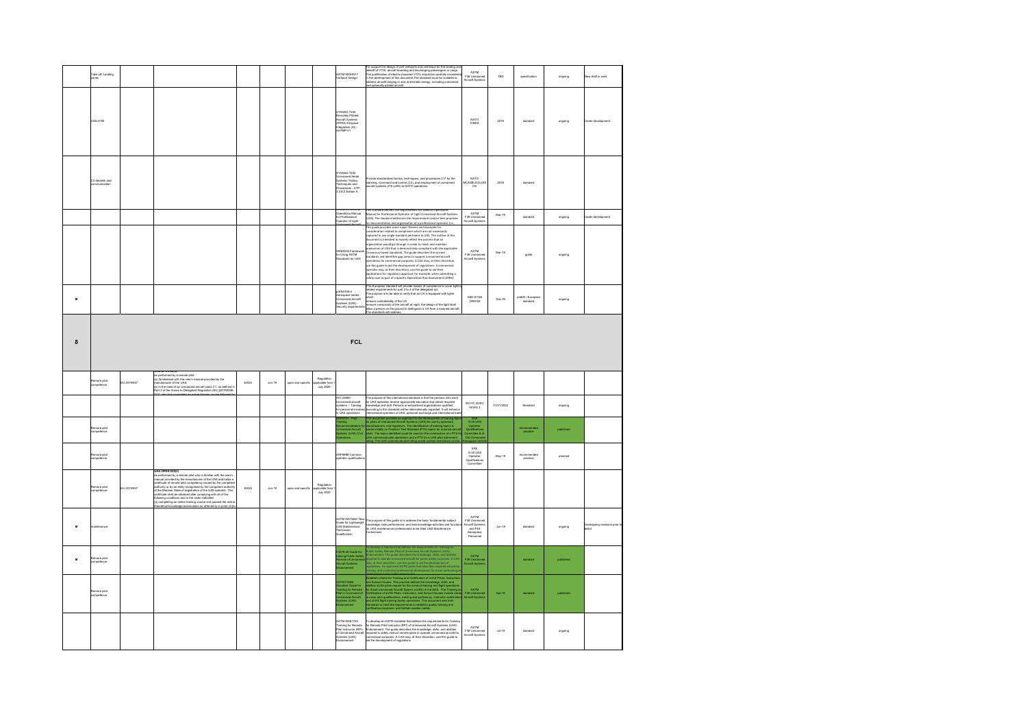| | Take off/ Landing zones | | | | | | | ASTM WK59317 Vertiport Design | To support the design of civil vertiports and vertistops for the landing and takeoff of VTOL aircraft boarding and discharging passengers or cargo. The proliferation of electric-powered VTOL should be carefully considered in the development of this document. The standard must be scalable to address aircraft ranging in size and kinetic energy, including unmanned and optionally piloted aircraft. | ASTM F38 Unmanned Aircraft Systems | TBD | specification | ongoing | New draft in work |
|---|---|---|---|---|---|---|---|---|---|---|---|---|---|---|
| | UAS-ATM | | | | | | | STANAG 7234 Remotely Piloted Aircraft Systems (RPAS) Airspace Integration (AI) - AATMP-51 | | NATO FINAS | 2019 | standard | ongoing | Under development |
| | C3 datalink and communication | | | | | | | STANAG 7232 Unmanned Aerial Systems Tactics Techniques and Procedures - ATP-3.3.8.2 Edition A | Provide standardized tactics, techniques, and procedures 2?? for the planning, command and control (C2), and employment of unmanned aircraft systems 2?? (UAS) in NATO operations | NATO MCASB/JCGUAS | 2019 | standard | | |
| | | | | | | | | ... Operations Manual for Professional Operator of Light Unmanned Aircraft | This standard defines the requirements for General Operations Manual for Professional Operator of Light Unmanned Aircraft Systems (UAS). The standard addresses the requirements and/or best practices for documentation and organization of a professional operator (i.e., | ASTM F38 Unmanned Aircraft Systems | Mar-19 | standard | ongoing | Under development |
| | | | | | | | | WK65035 Framework for Using ASTM Standards for UAS | This guide provides some major themes and examples for consideration related to compliance which are not necessarily captured in any single standard pertinent to UAS. The outline of this document is intended to loosely reflect the process that an organization would go through in order to reach and maintain evaluation of UAS that is demonstrably compliant with the applicable consensus-based standards. The guide describes the current standards and identifies gap areas to support unmanned aircraft operations for commercial purposes. A CAA may, at their discretion, use this guide to aid the development of regulations. A commercial operator may, at their discretion, use this guide to aid their applications for regulatory approval, for example, when submitting a safety case as part of a Specific Operations Risk Assessment (SORA) | ASTM F38 Unmanned Aircraft Systems | Mar-19 | guide | ongoing | |
| M | | | | | | | | prEN4709-4 Aerospace series - Unmanned Aircraft Systems (UAS) - Security requirements | This European standard will provide means of compliance to cover lighting related requirements for part 2 to 4 of the delegated act. The purpose is to be able to verify that an UA is equipped with lights which: ensure controllability of the UA ensure conspicuity of the aircraft at night, the design of the light shall allow a person on the ground to distinguish a UA from a manned aircraft The standards will address: | ASD-STAN D5WG8 | Nov-20 | prEN / European standard | ongoing | |
| 8 | FCL | | | | | | | | | | | | | |
| | Remote pilot competence | EU 2019/947 | ... be performed by a remote pilot: (a) familiarised with the user's manual provided by the manufacturer of the UAS; (b) in the case of an unmanned aircraft class C1, as defined in Part 2 of the Annex to Delegated Regulation (EU) 2019/945 ... | EASA | Jun-19 | open and specific | Regulation applicable from 1 July 2020 | | | | | | | |
| | | | | | | | | ISO 23665 - Unmanned aircraft systems — Training for personnel involved in UAS operations | The purpose of this international standard is that the persons who work for UAS operation receive appropriate education and obtain required knowledge and skill. Persons or educational organizations qualified according to this standard will be internationally regarded. It will enhance international operation of UAS, personal exchange and international trade | ISO/TC 20/SC 16/WG 3 | 01/01/2022 | Standard | ongoing | |
| | Remote pilot competence | | | | | | | ARP5707 - Pilot Training Recommendations for Unmanned Aircraft Systems (UAS) Civil Operations | This document provides an approach to the development of training topics for pilots of Unmanned Aircraft Systems (UAS) for use by operators, manufacturers, and regulators. The identification of training topics is based initially on Practical Test Standard (PTS) topics for manned aircraft pilots. The topics identified could be used for the construction of a PTS for UAS commercial pilot operations and a PTS for a UAS pilot instrument rating. The UAS commercial pilot rating would contain restrictions on the | SAE G-10 UAS Operator Qualifications Committee & G-10U Unmanned Aerospace Vehicle | | recommended position | published | |
| | Remote pilot competence | | | | | | | ARP5898 Common operator qualifications | | SAE G-10 UAS Operator Qualifications Committee | May-19 | recommended position | planned | |
| | Remote pilot competence | EU 2019/947 | UAS.OPEN.030(2) be performed by a remote pilot who is familiar with the user's manual provided by the manufacturer of the UAS and holds a certificate of remote pilot competency issued by the competent authority or by an entity recognised by the competent authority of the Member State of registration of the UAS operator. This certificate shall be obtained after complying with all of the following conditions and in the order indicated: (a) completing an online training course and passed the online theoretical knowledge examination as referred to in point (4)(b) | EASA | Jun-19 | open and specific | Regulation applicable from 1 July 2020 | | | | | | | |
| M | maintenance | | | | | | | ASTM WK76961 New Guide for Lightweight UAS Maintenance Technician Qualification | The purpose of this guide is to address the basic fundamental subject knowledge, task performance, and task knowledge activities and functions for UAS maintenance professionals to be titled UAS Maintenance Technicians | ASTM F38 Unmanned Aircraft Systems and F46 Aerospace Personnel | Jun-19 | standard | ongoing | Undergoing revisions prior to ballot |
| M | Remote pilot competence | | | | | | | F3379-20 Guide for Training Public Safety Remote Pilot of Unmanned Aircraft Systems Endorsement | ... defines a standard that identifies the requirements for training for Public Safety Remote Pilot of Unmanned Aircraft Systems (UAS) Endorsement. The guide describes the knowledge, skills, and abilities required to operate unmanned aircraft for public safety purposes. A CAA may, at their discretion, use this guide to aid the development of regulations. An approved ASTM guide that identifies required education, training, and continuing professional development for those performing as ... | ASTM F38 Unmanned Aircraft Systems | | standard | published | |
| | Remote pilot competence | | | | | | | ASTM F3266 Standard Guide for Training for Remote Pilot in Command of Unmanned Aircraft Systems (UAS) Endorsement | Establish criteria for Training and Certification of sUAS Pilots, Instructors and School Houses. This practice defines the knowledge, skills, and abilities sUAS pilots require for the conduct training and flight operations for Small Unmanned Aircraft Systems (sUAS) in the NAS. The Training and Certification of sUAS Pilots, Instructors, and School Houses include areas to cover pilot qualifications, training and proficiency, instructor certification, and sUAS flight training facility operations. This document sets forth standards to meet the requirements to establish quality training and certification programs, and facilitate aviation safety. | ASTM F38 Unmanned Aircraft Systems | Apr-18 | standard | published | |
| | | | | | | | | ASTM WK61763 Training for Remote Pilot Instructor (RPI) of Unmanned Aircraft Systems (UAS) Endorsement | To develop an ASTM standard that defines the requirements for Training for Remote Pilot Instructor (RPI) of Unmanned Aircraft Systems (UAS) Endorsement. The guide describes the knowledge, skills, and abilities required to safety instruct remote pilots to operate unmanned aircraft for commercial purposes. A CAA may, at their discretion, use this guide to aid the development of regulations | ASTM F38 Unmanned Aircraft Systems | Jul-19 | standard | ongoing | |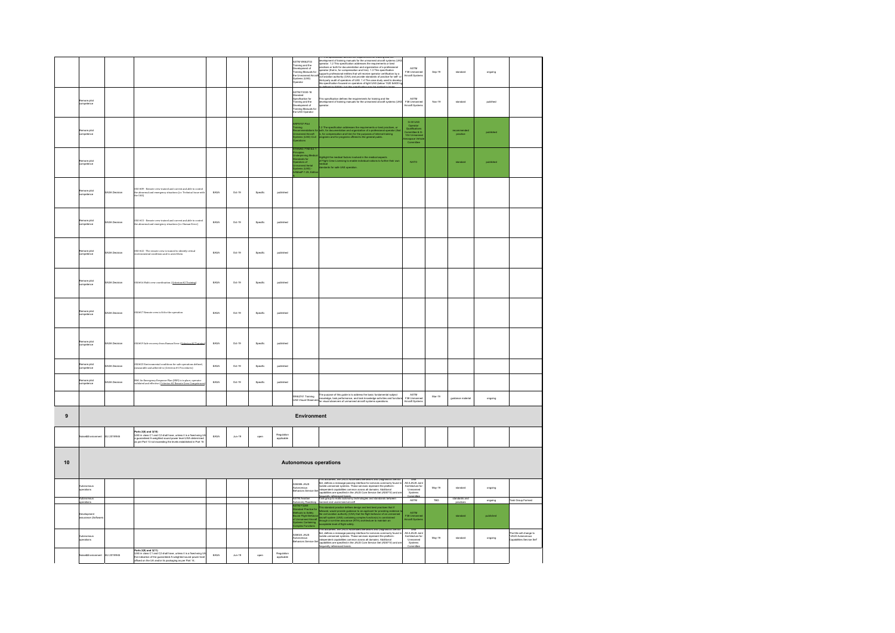| | | | | | | | | | | | | | |
|---|---|---|---|---|---|---|---|---|---|---|---|---|---|
| | | | | | | | ASTM WK62733 Training and the Development of Training Manuals for the Unmanned Aircraft Systems (UAS) Operator | 1.1 This specification defines the requirements for training and the development of training manuals for the unmanned aircraft systems (UAS) operator. 1.2 This specification addresses the requirements or best practices for both documentation and organization of a professional operator (that is, for compensation and hire). 1.3 This specification supports professional entities that will receive operator certification by a civil aviation authority (CAA) and provide standards of practice for self- or third-party audit of operators of UAS. 1.4 The case study used to develop this specification focused on operations of light UAS (below 1320 lb/600 kg as defined by NASA), but the specification may be applied to larger... | ASTM F38 Unmanned Aircraft Systems | Sep-19 | standard | ongoing | |
| Remote pilot competence | | | | | | | ASTM F3330-18 Standard Specification for Training and the Development of Training Manuals for the UAS Operator | This specification defines the requirements for training and the development of training manuals for the unmanned aircraft systems (UAS) operator. | ASTM F38 Unmanned Aircraft Systems | Nov-19 | standard | published | |
| Remote pilot competence | | | | | | | ARP5707 Pilot Training Recommendations for Unmanned Aircraft Systems (UAS) Civil Operations | 1.2 The specification addresses the requirements or best practices, or both, for documentation and organization of a professional operator (that is, for compensation and hire) for the purposes of internal training programs and for programs offered to the general public. | G-10 UAS Operator Qualifications Committee & G-10U Unmanned Aerospace Vehicle Committee | | recommended practice | published | |
| Remote pilot competence | | | | | | | STANAG 7192 Ed. 1 Principles Underpinning Medical Standards for Operators of Unmanned Aerial Systems (UAS) - AAMedP-1.25, Edition A | Highlight the medical factors involved in the medical aspects of Flight Crew Licensing to enable individual nations to further their own medical standards for safe UAS operation. | NATO | | standard | published | |
| Remote pilot competence | EASA Decision | OSO #09 - Remote crew trained and current and able to control the abnormal and emergency situations (i.e. Technical issue with the UAS) | EASA | Oct-19 | Specific | published | | | | | | | |
| Remote pilot competence | EASA Decision | OSO #15 - Remote crew trained and current and able to control the abnormal and emergency situations (i.e. Human Error) | EASA | Oct-19 | Specific | published | | | | | | | |
| Remote pilot competence | EASA Decision | OSO #22 - The remote crew is trained to identify critical environmental conditions and to avoid them | EASA | Oct-19 | Specific | published | | | | | | | |
| Remote pilot competence | EASA Decision | OSO #16 Multi crew coordination (Criterion #2 Training) | EASA | Oct-19 | Specific | published | | | | | | | |
| Remote pilot competence | EASA Decision | OSO #17 Remote crew is fit to the operation | EASA | Oct-19 | Specific | published | | | | | | | |
| Remote pilot competence | EASA Decision | OSO #19 Safe recovery from Human Error (Criterion #2 Training) | EASA | Oct-19 | Specific | published | | | | | | | |
| Remote pilot competence | EASA Decision | OSO #23 Environmental conditions for safe operations defined, measurable and adhered to (Criterion #1 Procedures) | EASA | Oct-19 | Specific | published | | | | | | | |
| Remote pilot competence | EASA Decision | M#1 An Emergency Response Plan (ERP) is in place, operator validated and effective (Criterion #2 Remote Crew Competences) | EASA | Oct-19 | Specific | published | | | | | | | |
| | | | | | | | WK62741 Training UAS Visual Observers | The purpose of this guide is to address the basic fundamental subject knowledge, task performance, and task knowledge activities and functions for visual observers of unmanned aircraft systems operations. | ASTM F38 Unmanned Aircraft Systems | Mar-19 | guidance material | ongoing | |
| **9** | **Environment** | | | | | | | | | | | | |
| Noise&Environment | EU 2019/945 | **Parts 2(8) and 3(10)** UAS in class C1 and C2 shall have, unless it is a fixed-wing UA, a guaranteed A-weighted sound power level LWA determined as per Part 13 not exceeding the levels established in Part 15 | EASA | Jun-19 | open | Regulation applicable | | | | | | | |
| **10** | **Autonomous operations** | | | | | | | | | | | | |
| Autonomous operations | | | | | | | AS6009 JAUS Autonomous Behaviors Service Set | This document, the JAUS Autonomous Behaviors and Diagnostics Service Set, defines a message-passing interface for services commonly found in mobile unmanned systems. These services represent the platform-independent capabilities common across all domains. Additional capabilities are specified in the JAUS Core Service Set (AS5710) and are frequently referenced herein. | SAE AS-4 JAUS Joint Architecture for Unmanned Systems Committee | May-19 | standard | ongoing | |
| Autonomous operations | | | | | | | ASTM Aviation Autonomy Roadmap | Task group to make autonomy technologies and standards between manned and unmanned aircraft | ASTM | TBD | standards and positions | ongoing | Task Group Formed |
| Development assurance (Software) | | | | | | | ASTM F3269 Standard Practice for Methods to Safely Bound Flight Behavior of Unmanned Aircraft Systems Containing Complex Functions | This standard practice defines design and test best practices that if followed, would provide guidance to an applicant for providing evidence to the civil aviation authority (CAA) that the flight behavior of an unmanned aircraft system (UAS) containing complex function(s) is constrained through a run-time assurance (RTA) architecture to maintain an acceptable level of flight safety. | ASTM F38 Unmanned Aircraft Systems | | standard | published | |
| Autonomous operations | | | | | | | AS6024 JAUS Autonomous Behaviors Service Set | This document, the JAUS Autonomous Behaviors and Diagnostics Service Set, defines a message-passing interface for services commonly found in mobile unmanned systems. These services represent the platform-independent capabilities common across all domains. Additional capabilities are specified in the JAUS Core Service Set (AS5710) and are frequently referenced herein. | SAE AS-4 JAUS Joint Architecture for Unmanned Systems Committee | May-19 | standard | ongoing | The title will change to "JAUS Autonomous Capabilities Service Set" |
| Noise&Environment | EU 2019/945 | **Parts 2(9) and 3(11)** UAS in class C1 and C2 shall have, unless it is a fixed-wing UA, the indication of the guaranteed A-weighted sound power level affixed on the UA and/or its packaging as per Part 14; | EASA | Jun-19 | open | Regulation applicable | | | | | | | |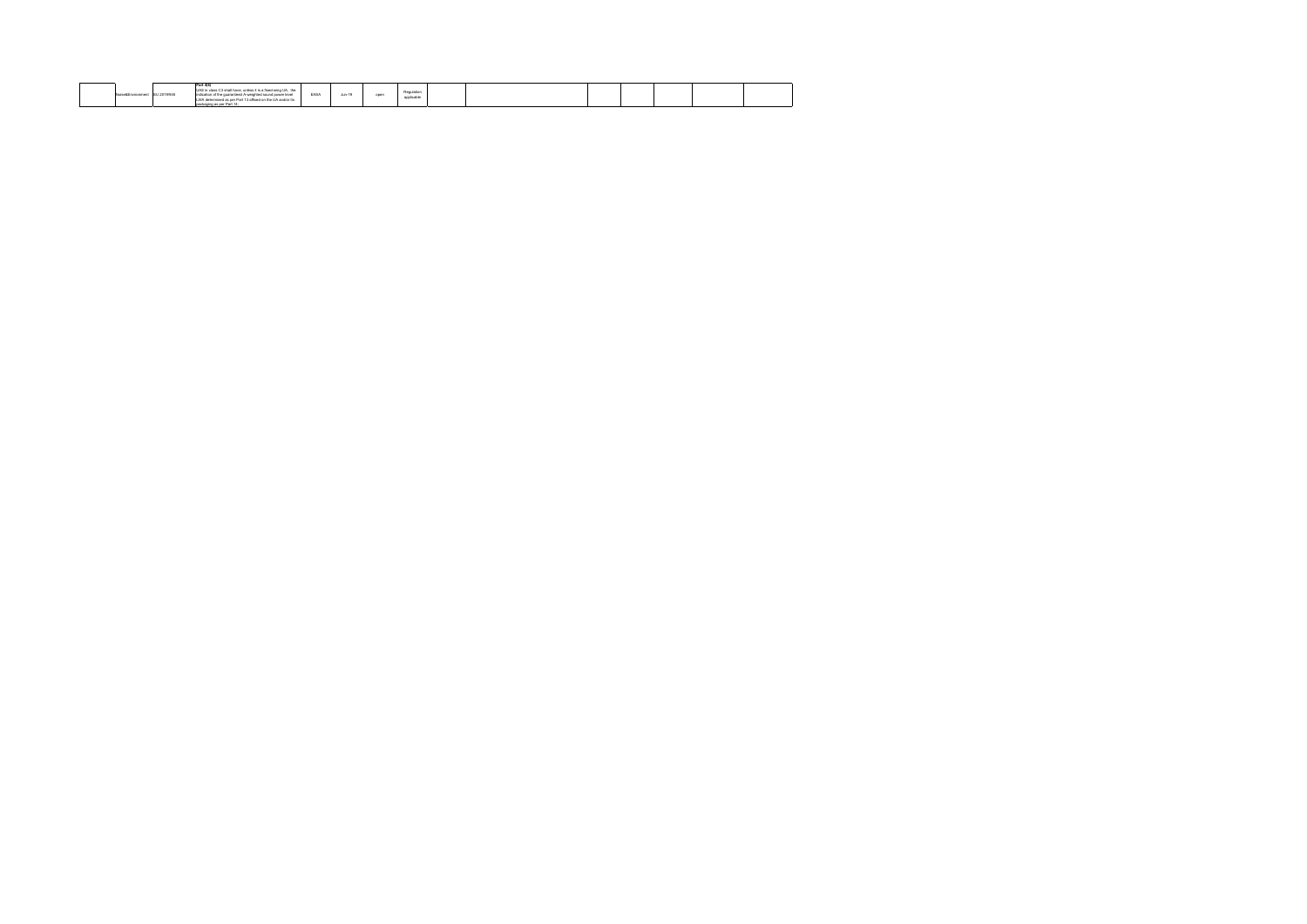| | | | | | | | | | | | | | | |
|---|---|---|---|---|---|---|---|---|---|---|---|---|---|---|
| | Noise&Environment | EU 2019/945 | **Part 4(8)** UAS in class C3 shall have, unless it is a fixed-wing UA, the indication of the guaranteed A-weighted sound power level LWA determined as per Part 13 affixed on the UA and/or its packaging as per Part 14; | EASA | Jun-19 | open | Regulation applicable | | | | | | | |